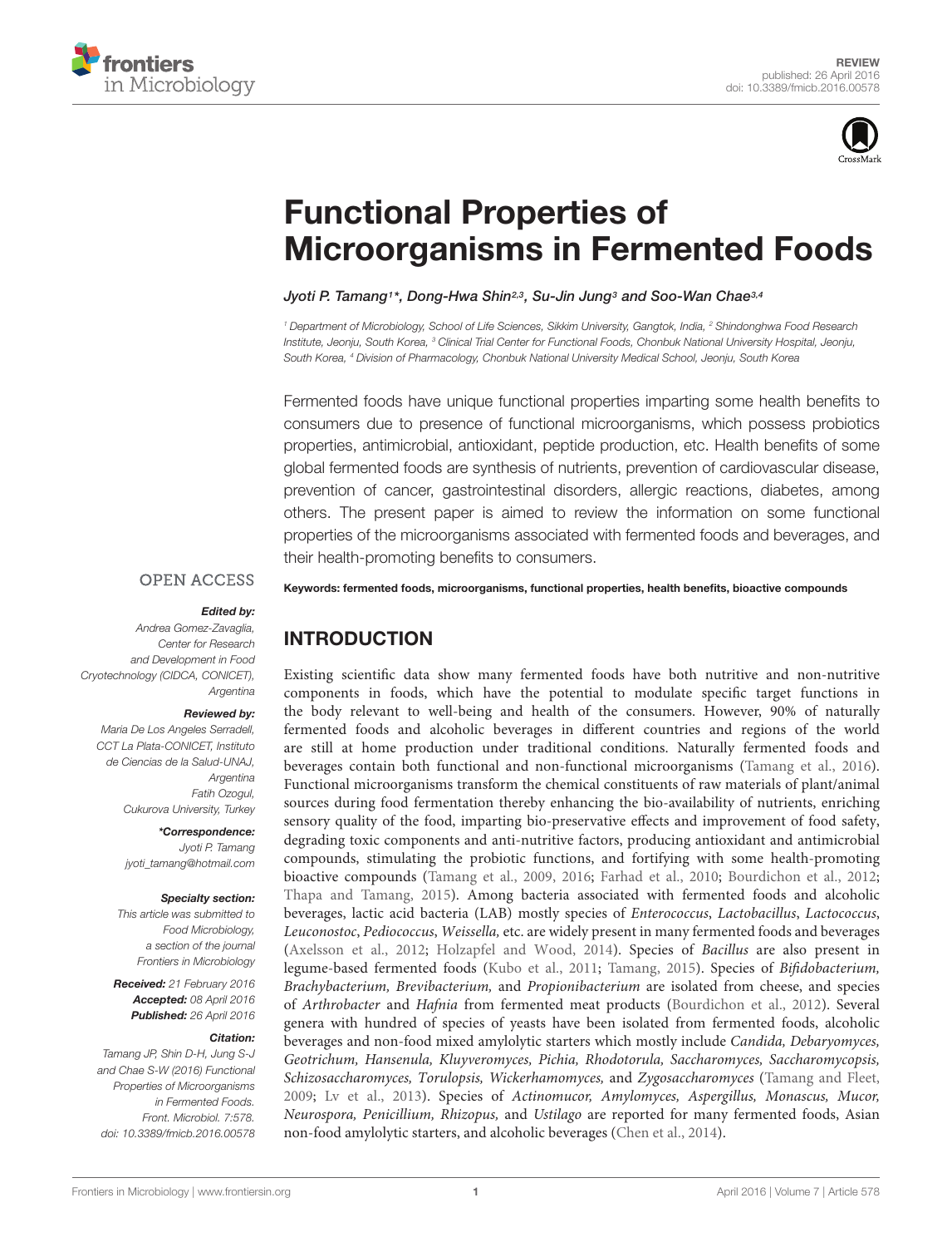REVIEW
published: 26 April 2016
doi: 10.3389/fmicb.2016.00578

# Functional Properties of Microorganisms in Fermented Foods

*Jyoti P. Tamang[1]\*, Dong-Hwa Shin[2,3], Su-Jin Jung[3] and Soo-Wan Chae[3,4]*

[1] Department of Microbiology, School of Life Sciences, Sikkim University, Gangtok, India, [2] Shindonghwa Food Research Institute, Jeonju, South Korea, [3] Clinical Trial Center for Functional Foods, Chonbuk National University Hospital, Jeonju, South Korea, [4] Division of Pharmacology, Chonbuk National University Medical School, Jeonju, South Korea

Fermented foods have unique functional properties imparting some health benefits to consumers due to presence of functional microorganisms, which possess probiotics properties, antimicrobial, antioxidant, peptide production, etc. Health benefits of some global fermented foods are synthesis of nutrients, prevention of cardiovascular disease, prevention of cancer, gastrointestinal disorders, allergic reactions, diabetes, among others. The present paper is aimed to review the information on some functional properties of the microorganisms associated with fermented foods and beverages, and their health-promoting benefits to consumers.

**Keywords: fermented foods, microorganisms, functional properties, health benefits, bioactive compounds**

OPEN ACCESS

***Edited by:***
*Andrea Gomez-Zavaglia, Center for Research and Development in Food Cryotechnology (CIDCA, CONICET), Argentina*

***Reviewed by:***
*Maria De Los Angeles Serradell, CCT La Plata-CONICET, Instituto de Ciencias de la Salud-UNAJ, Argentina*
*Fatih Ozogul, Cukurova University, Turkey*

***\*Correspondence:***
*Jyoti P. Tamang*
*jyoti_tamang@hotmail.com*

***Specialty section:***
*This article was submitted to Food Microbiology, a section of the journal Frontiers in Microbiology*

***Received:*** *21 February 2016*
***Accepted:*** *08 April 2016*
***Published:*** *26 April 2016*

***Citation:***
*Tamang JP, Shin D-H, Jung S-J and Chae S-W (2016) Functional Properties of Microorganisms in Fermented Foods. Front. Microbiol. 7:578. doi: 10.3389/fmicb.2016.00578*

## INTRODUCTION

Existing scientific data show many fermented foods have both nutritive and non-nutritive components in foods, which have the potential to modulate specific target functions in the body relevant to well-being and health of the consumers. However, 90% of naturally fermented foods and alcoholic beverages in different countries and regions of the world are still at home production under traditional conditions. Naturally fermented foods and beverages contain both functional and non-functional microorganisms (Tamang et al., 2016). Functional microorganisms transform the chemical constituents of raw materials of plant/animal sources during food fermentation thereby enhancing the bio-availability of nutrients, enriching sensory quality of the food, imparting bio-preservative effects and improvement of food safety, degrading toxic components and anti-nutritive factors, producing antioxidant and antimicrobial compounds, stimulating the probiotic functions, and fortifying with some health-promoting bioactive compounds (Tamang et al., 2009, 2016; Farhad et al., 2010; Bourdichon et al., 2012; Thapa and Tamang, 2015). Among bacteria associated with fermented foods and alcoholic beverages, lactic acid bacteria (LAB) mostly species of *Enterococcus*, *Lactobacillus*, *Lactococcus*, *Leuconostoc*, *Pediococcus*, *Weissella*, etc. are widely present in many fermented foods and beverages (Axelsson et al., 2012; Holzapfel and Wood, 2014). Species of *Bacillus* are also present in legume-based fermented foods (Kubo et al., 2011; Tamang, 2015). Species of *Bifidobacterium, Brachybacterium, Brevibacterium,* and *Propionibacterium* are isolated from cheese, and species of *Arthrobacter* and *Hafnia* from fermented meat products (Bourdichon et al., 2012). Several genera with hundred of species of yeasts have been isolated from fermented foods, alcoholic beverages and non-food mixed amylolytic starters which mostly include *Candida, Debaryomyces, Geotrichum, Hansenula, Kluyveromyces, Pichia, Rhodotorula, Saccharomyces, Saccharomycopsis, Schizosaccharomyces, Torulopsis, Wickerhamomyces,* and *Zygosaccharomyces* (Tamang and Fleet, 2009; Lv et al., 2013). Species of *Actinomucor, Amylomyces, Aspergillus, Monascus, Mucor, Neurospora, Penicillium, Rhizopus,* and *Ustilago* are reported for many fermented foods, Asian non-food amylolytic starters, and alcoholic beverages (Chen et al., 2014).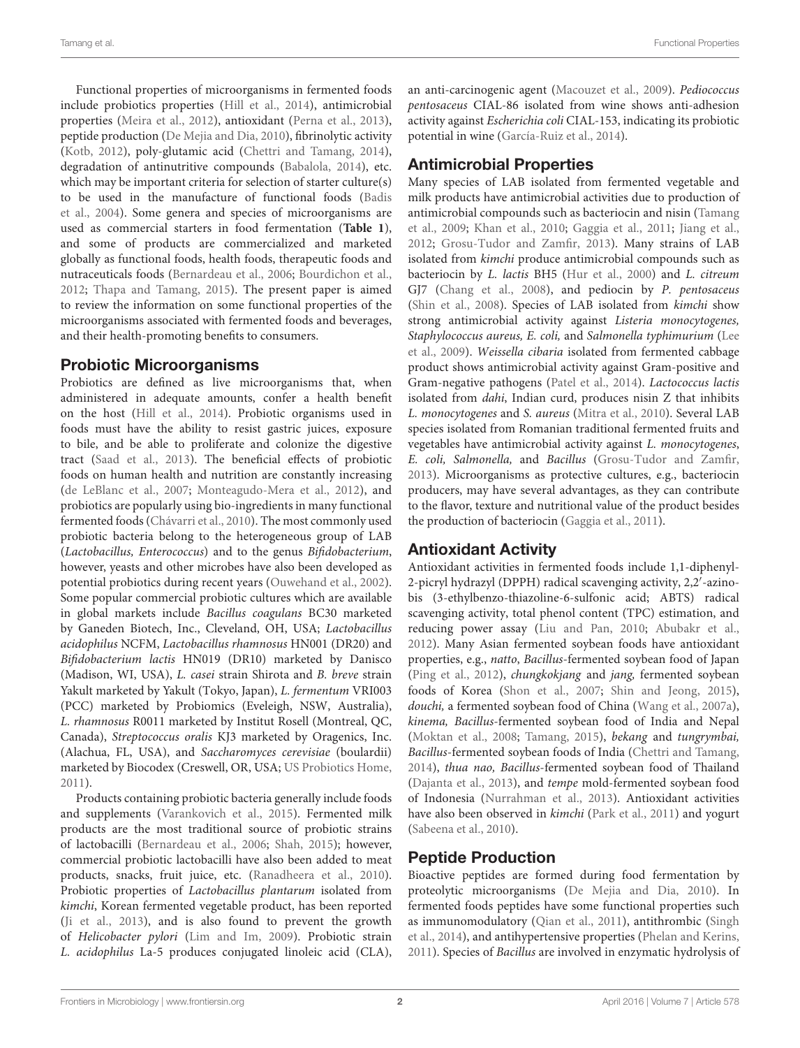Functional properties of microorganisms in fermented foods include probiotics properties (Hill et al., 2014), antimicrobial properties (Meira et al., 2012), antioxidant (Perna et al., 2013), peptide production (De Mejia and Dia, 2010), fibrinolytic activity (Kotb, 2012), poly-glutamic acid (Chettri and Tamang, 2014), degradation of antinutritive compounds (Babalola, 2014), etc. which may be important criteria for selection of starter culture(s) to be used in the manufacture of functional foods (Badis et al., 2004). Some genera and species of microorganisms are used as commercial starters in food fermentation (**Table 1**), and some of products are commercialized and marketed globally as functional foods, health foods, therapeutic foods and nutraceuticals foods (Bernardeau et al., 2006; Bourdichon et al., 2012; Thapa and Tamang, 2015). The present paper is aimed to review the information on some functional properties of the microorganisms associated with fermented foods and beverages, and their health-promoting benefits to consumers.

## Probiotic Microorganisms

Probiotics are defined as live microorganisms that, when administered in adequate amounts, confer a health benefit on the host (Hill et al., 2014). Probiotic organisms used in foods must have the ability to resist gastric juices, exposure to bile, and be able to proliferate and colonize the digestive tract (Saad et al., 2013). The beneficial effects of probiotic foods on human health and nutrition are constantly increasing (de LeBlanc et al., 2007; Monteagudo-Mera et al., 2012), and probiotics are popularly using bio-ingredients in many functional fermented foods (Chávarri et al., 2010). The most commonly used probiotic bacteria belong to the heterogeneous group of LAB (*Lactobacillus, Enterococcus*) and to the genus *Bifidobacterium*, however, yeasts and other microbes have also been developed as potential probiotics during recent years (Ouwehand et al., 2002). Some popular commercial probiotic cultures which are available in global markets include *Bacillus coagulans* BC30 marketed by Ganeden Biotech, Inc., Cleveland, OH, USA; *Lactobacillus acidophilus* NCFM, *Lactobacillus rhamnosus* HN001 (DR20) and *Bifidobacterium lactis* HN019 (DR10) marketed by Danisco (Madison, WI, USA), *L. casei* strain Shirota and *B. breve* strain Yakult marketed by Yakult (Tokyo, Japan), *L. fermentum* VRI003 (PCC) marketed by Probiomics (Eveleigh, NSW, Australia), *L. rhamnosus* R0011 marketed by Institut Rosell (Montreal, QC, Canada), *Streptococcus oralis* KJ3 marketed by Oragenics, Inc. (Alachua, FL, USA), and *Saccharomyces cerevisiae* (boulardii) marketed by Biocodex (Creswell, OR, USA; US Probiotics Home, 2011).

Products containing probiotic bacteria generally include foods and supplements (Varankovich et al., 2015). Fermented milk products are the most traditional source of probiotic strains of lactobacilli (Bernardeau et al., 2006; Shah, 2015); however, commercial probiotic lactobacilli have also been added to meat products, snacks, fruit juice, etc. (Ranadheera et al., 2010). Probiotic properties of *Lactobacillus plantarum* isolated from *kimchi*, Korean fermented vegetable product, has been reported (Ji et al., 2013), and is also found to prevent the growth of *Helicobacter pylori* (Lim and Im, 2009). Probiotic strain *L. acidophilus* La-5 produces conjugated linoleic acid (CLA), an anti-carcinogenic agent (Macouzet et al., 2009). *Pediococcus pentosaceus* CIAL-86 isolated from wine shows anti-adhesion activity against *Escherichia coli* CIAL-153, indicating its probiotic potential in wine (García-Ruiz et al., 2014).

## Antimicrobial Properties

Many species of LAB isolated from fermented vegetable and milk products have antimicrobial activities due to production of antimicrobial compounds such as bacteriocin and nisin (Tamang et al., 2009; Khan et al., 2010; Gaggia et al., 2011; Jiang et al., 2012; Grosu-Tudor and Zamfir, 2013). Many strains of LAB isolated from *kimchi* produce antimicrobial compounds such as bacteriocin by *L. lactis* BH5 (Hur et al., 2000) and *L. citreum* GJ7 (Chang et al., 2008), and pediocin by *P. pentosaceus* (Shin et al., 2008). Species of LAB isolated from *kimchi* show strong antimicrobial activity against *Listeria monocytogenes, Staphylococcus aureus, E. coli,* and *Salmonella typhimurium* (Lee et al., 2009). *Weissella cibaria* isolated from fermented cabbage product shows antimicrobial activity against Gram-positive and Gram-negative pathogens (Patel et al., 2014). *Lactococcus lactis* isolated from *dahi*, Indian curd, produces nisin Z that inhibits *L. monocytogenes* and *S. aureus* (Mitra et al., 2010). Several LAB species isolated from Romanian traditional fermented fruits and vegetables have antimicrobial activity against *L. monocytogenes*, *E. coli, Salmonella,* and *Bacillus* (Grosu-Tudor and Zamfir, 2013). Microorganisms as protective cultures, e.g., bacteriocin producers, may have several advantages, as they can contribute to the flavor, texture and nutritional value of the product besides the production of bacteriocin (Gaggia et al., 2011).

## Antioxidant Activity

Antioxidant activities in fermented foods include 1,1-diphenyl-2-picryl hydrazyl (DPPH) radical scavenging activity, 2,2′-azino-bis (3-ethylbenzo-thiazoline-6-sulfonic acid; ABTS) radical scavenging activity, total phenol content (TPC) estimation, and reducing power assay (Liu and Pan, 2010; Abubakr et al., 2012). Many Asian fermented soybean foods have antioxidant properties, e.g., *natto*, *Bacillus*-fermented soybean food of Japan (Ping et al., 2012), *chungkokjang* and *jang,* fermented soybean foods of Korea (Shon et al., 2007; Shin and Jeong, 2015), *douchi,* a fermented soybean food of China (Wang et al., 2007a), *kinema, Bacillus*-fermented soybean food of India and Nepal (Moktan et al., 2008; Tamang, 2015), *bekang* and *tungrymbai, Bacillus*-fermented soybean foods of India (Chettri and Tamang, 2014), *thua nao, Bacillus*-fermented soybean food of Thailand (Dajanta et al., 2013), and *tempe* mold-fermented soybean food of Indonesia (Nurrahman et al., 2013). Antioxidant activities have also been observed in *kimchi* (Park et al., 2011) and yogurt (Sabeena et al., 2010).

## Peptide Production

Bioactive peptides are formed during food fermentation by proteolytic microorganisms (De Mejia and Dia, 2010). In fermented foods peptides have some functional properties such as immunomodulatory (Qian et al., 2011), antithrombic (Singh et al., 2014), and antihypertensive properties (Phelan and Kerins, 2011). Species of *Bacillus* are involved in enzymatic hydrolysis of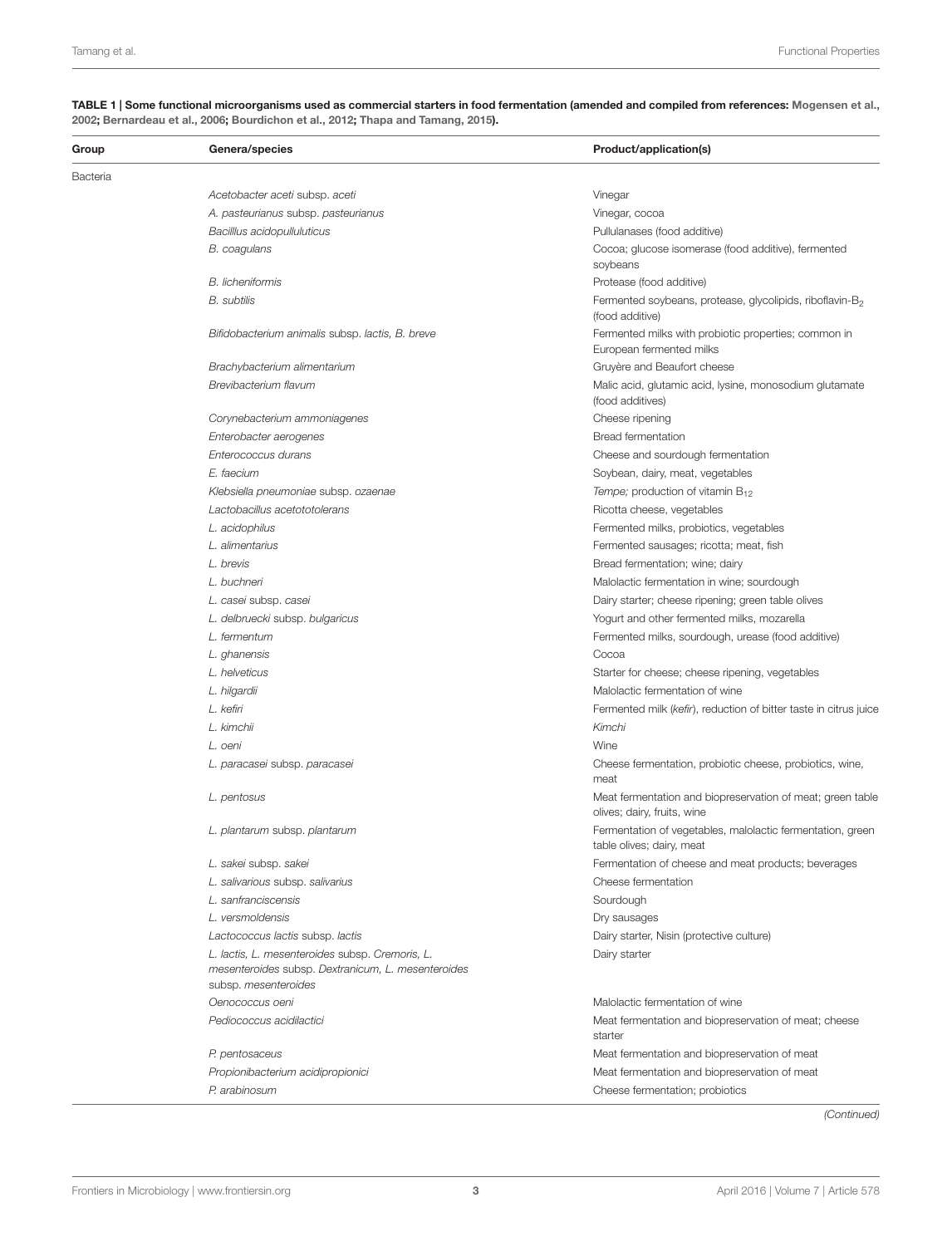**TABLE 1 | Some functional microorganisms used as commercial starters in food fermentation (amended and compiled from references: Mogensen et al., 2002; Bernardeau et al., 2006; Bourdichon et al., 2012; Thapa and Tamang, 2015).**

| Group | Genera/species | Product/application(s) |
|---|---|---|
| Bacteria | | |
| | *Acetobacter aceti* subsp. *aceti* | Vinegar |
| | *A. pasteurianus* subsp. *pasteurianus* | Vinegar, cocoa |
| | *Bacilllus acidopullululticus* | Pullulanases (food additive) |
| | *B. coagulans* | Cocoa; glucose isomerase (food additive), fermented soybeans |
| | *B. licheniformis* | Protease (food additive) |
| | *B. subtilis* | Fermented soybeans, protease, glycolipids, riboflavin-$B_2$ (food additive) |
| | *Bifidobacterium animalis* subsp. *lactis, B. breve* | Fermented milks with probiotic properties; common in European fermented milks |
| | *Brachybacterium alimentarium* | Gruyère and Beaufort cheese |
| | *Brevibacterium flavum* | Malic acid, glutamic acid, lysine, monosodium glutamate (food additives) |
| | *Corynebacterium ammoniagenes* | Cheese ripening |
| | *Enterobacter aerogenes* | Bread fermentation |
| | *Enterococcus durans* | Cheese and sourdough fermentation |
| | *E. faecium* | Soybean, dairy, meat, vegetables |
| | *Klebsiella pneumoniae* subsp. *ozaenae* | *Tempe;* production of vitamin $B_{12}$ |
| | *Lactobacillus acetototolerans* | Ricotta cheese, vegetables |
| | *L. acidophilus* | Fermented milks, probiotics, vegetables |
| | *L. alimentarius* | Fermented sausages; ricotta; meat, fish |
| | *L. brevis* | Bread fermentation; wine; dairy |
| | *L. buchneri* | Malolactic fermentation in wine; sourdough |
| | *L. casei* subsp. *casei* | Dairy starter; cheese ripening; green table olives |
| | *L. delbruecki* subsp. *bulgaricus* | Yogurt and other fermented milks, mozarella |
| | *L. fermentum* | Fermented milks, sourdough, urease (food additive) |
| | *L. ghanensis* | Cocoa |
| | *L. helveticus* | Starter for cheese; cheese ripening, vegetables |
| | *L. hilgardii* | Malolactic fermentation of wine |
| | *L. kefiri* | Fermented milk (*kefir*), reduction of bitter taste in citrus juice |
| | *L. kimchii* | *Kimchi* |
| | *L. oeni* | Wine |
| | *L. paracasei* subsp. *paracasei* | Cheese fermentation, probiotic cheese, probiotics, wine, meat |
| | *L. pentosus* | Meat fermentation and biopreservation of meat; green table olives; dairy, fruits, wine |
| | *L. plantarum* subsp. *plantarum* | Fermentation of vegetables, malolactic fermentation, green table olives; dairy, meat |
| | *L. sakei* subsp. *sakei* | Fermentation of cheese and meat products; beverages |
| | *L. salivarious* subsp. *salivarius* | Cheese fermentation |
| | *L. sanfranciscensis* | Sourdough |
| | *L. versmoldensis* | Dry sausages |
| | *Lactococcus lactis* subsp. *lactis* | Dairy starter, Nisin (protective culture) |
| | *L. lactis, L. mesenteroides* subsp. *Cremoris, L. mesenteroides* subsp. *Dextranicum, L. mesenteroides* subsp. *mesenteroides* | Dairy starter |
| | *Oenococcus oeni* | Malolactic fermentation of wine |
| | *Pediococcus acidilactici* | Meat fermentation and biopreservation of meat; cheese starter |
| | *P. pentosaceus* | Meat fermentation and biopreservation of meat |
| | *Propionibacterium acidipropionici* | Meat fermentation and biopreservation of meat |
| | *P. arabinosum* | Cheese fermentation; probiotics |

*(Continued)*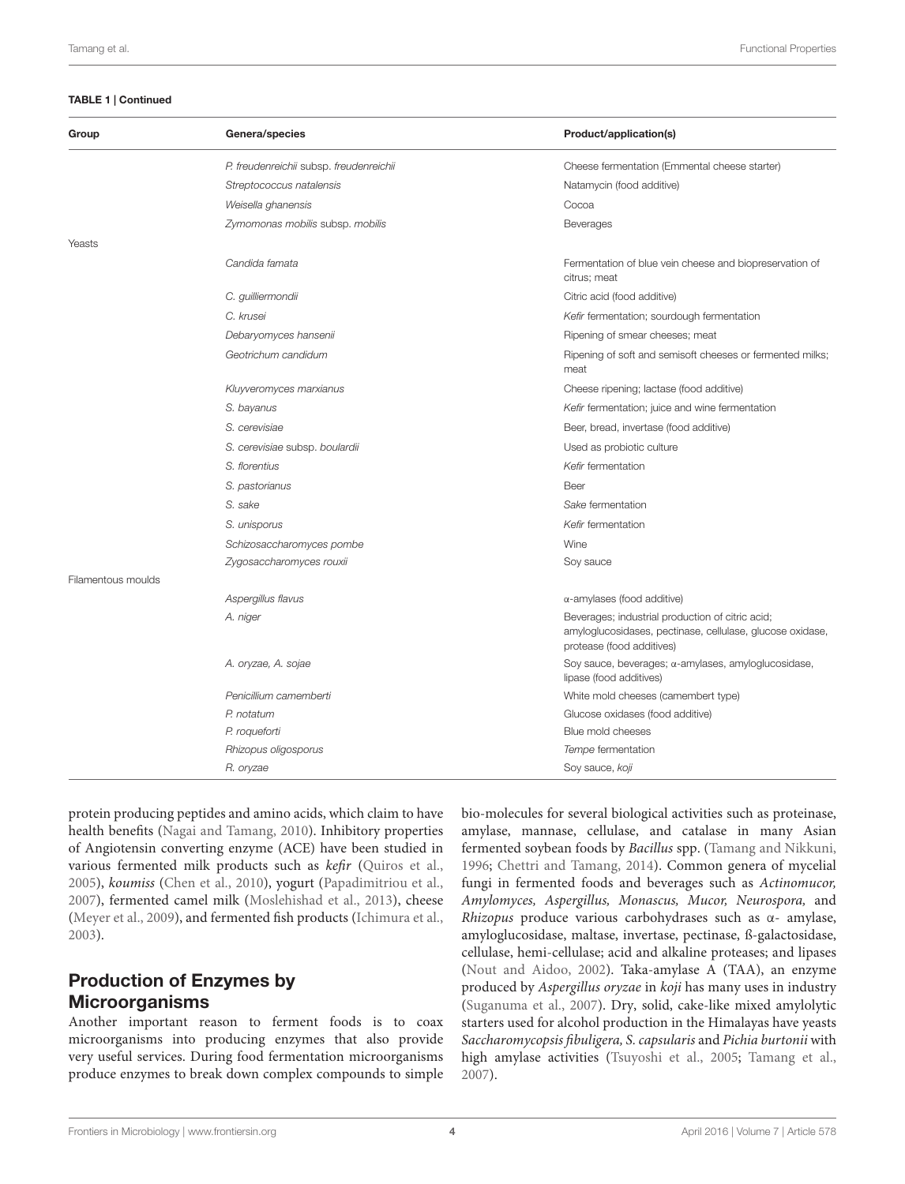**TABLE 1 | Continued**

| Group | Genera/species | Product/application(s) |
|---|---|---|
| | *P. freudenreichii* subsp. *freudenreichii* | Cheese fermentation (Emmental cheese starter) |
| | *Streptococcus natalensis* | Natamycin (food additive) |
| | *Weisella ghanensis* | Cocoa |
| | *Zymomonas mobilis* subsp. *mobilis* | Beverages |
| Yeasts | | |
| | *Candida famata* | Fermentation of blue vein cheese and biopreservation of citrus; meat |
| | *C. guilliermondii* | Citric acid (food additive) |
| | *C. krusei* | *Kefir* fermentation; sourdough fermentation |
| | *Debaryomyces hansenii* | Ripening of smear cheeses; meat |
| | *Geotrichum candidum* | Ripening of soft and semisoft cheeses or fermented milks; meat |
| | *Kluyveromyces marxianus* | Cheese ripening; lactase (food additive) |
| | *S. bayanus* | *Kefir* fermentation; juice and wine fermentation |
| | *S. cerevisiae* | Beer, bread, invertase (food additive) |
| | *S. cerevisiae* subsp. *boulardii* | Used as probiotic culture |
| | *S. florentius* | *Kefir* fermentation |
| | *S. pastorianus* | Beer |
| | *S. sake* | *Sake* fermentation |
| | *S. unisporus* | *Kefir* fermentation |
| | *Schizosaccharomyces pombe* | Wine |
| | *Zygosaccharomyces rouxii* | Soy sauce |
| Filamentous moulds | | |
| | *Aspergillus flavus* | α-amylases (food additive) |
| | *A. niger* | Beverages; industrial production of citric acid; amyloglucosidases, pectinase, cellulase, glucose oxidase, protease (food additives) |
| | *A. oryzae, A. sojae* | Soy sauce, beverages; α-amylases, amyloglucosidase, lipase (food additives) |
| | *Penicillium camemberti* | White mold cheeses (camembert type) |
| | *P. notatum* | Glucose oxidases (food additive) |
| | *P. roqueforti* | Blue mold cheeses |
| | *Rhizopus oligosporus* | *Tempe* fermentation |
| | *R. oryzae* | Soy sauce, *koji* |

protein producing peptides and amino acids, which claim to have health benefits (Nagai and Tamang, 2010). Inhibitory properties of Angiotensin converting enzyme (ACE) have been studied in various fermented milk products such as *kefir* (Quiros et al., 2005), *koumiss* (Chen et al., 2010), yogurt (Papadimitriou et al., 2007), fermented camel milk (Moslehishad et al., 2013), cheese (Meyer et al., 2009), and fermented fish products (Ichimura et al., 2003).

## Production of Enzymes by Microorganisms

Another important reason to ferment foods is to coax microorganisms into producing enzymes that also provide very useful services. During food fermentation microorganisms produce enzymes to break down complex compounds to simple bio-molecules for several biological activities such as proteinase, amylase, mannase, cellulase, and catalase in many Asian fermented soybean foods by *Bacillus* spp. (Tamang and Nikkuni, 1996; Chettri and Tamang, 2014). Common genera of mycelial fungi in fermented foods and beverages such as *Actinomucor, Amylomyces, Aspergillus, Monascus, Mucor, Neurospora,* and *Rhizopus* produce various carbohydrases such as α- amylase, amyloglucosidase, maltase, invertase, pectinase, ß-galactosidase, cellulase, hemi-cellulase; acid and alkaline proteases; and lipases (Nout and Aidoo, 2002). Taka-amylase A (TAA), an enzyme produced by *Aspergillus oryzae* in *koji* has many uses in industry (Suganuma et al., 2007). Dry, solid, cake-like mixed amylolytic starters used for alcohol production in the Himalayas have yeasts *Saccharomycopsis fibuligera, S. capsularis* and *Pichia burtonii* with high amylase activities (Tsuyoshi et al., 2005; Tamang et al., 2007).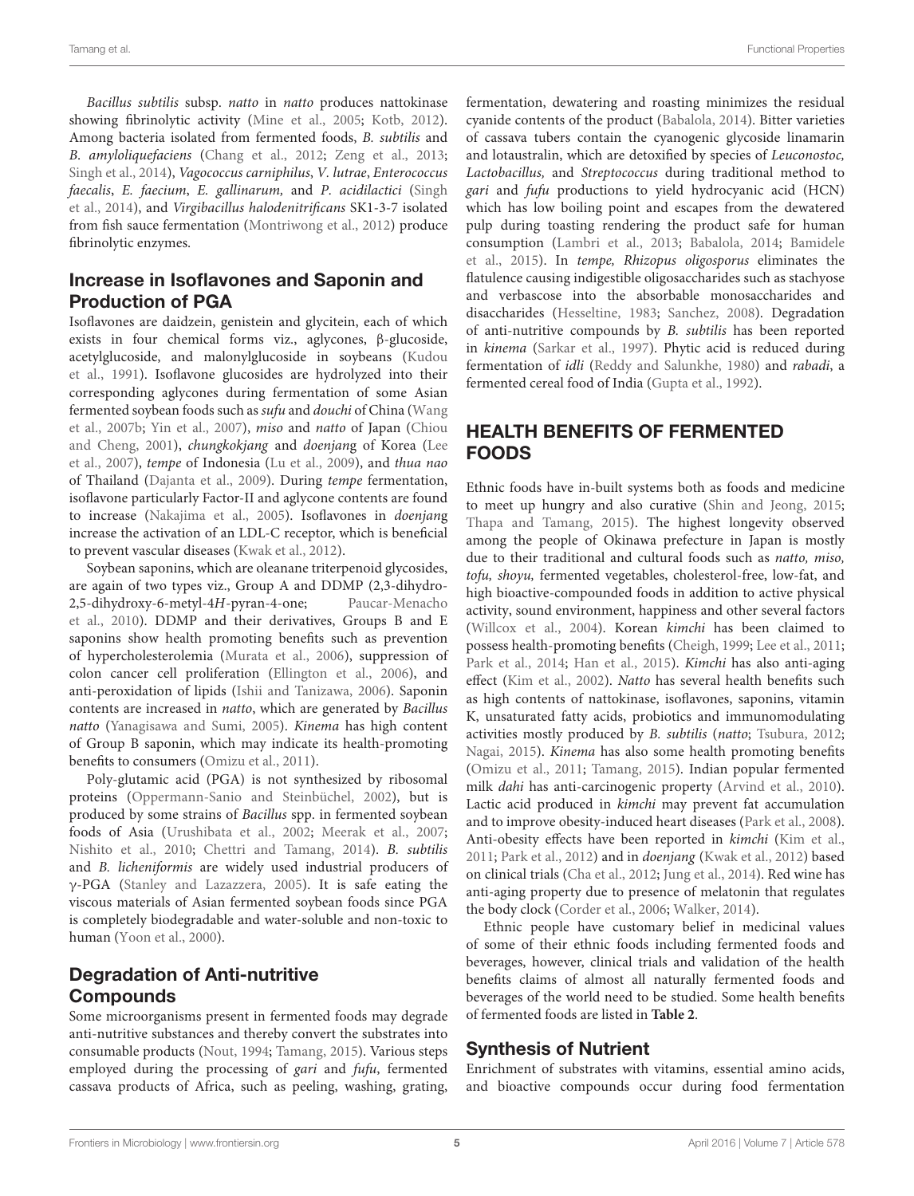*Bacillus subtilis* subsp. *natto* in *natto* produces nattokinase showing fibrinolytic activity (Mine et al., 2005; Kotb, 2012). Among bacteria isolated from fermented foods, *B. subtilis* and *B. amyloliquefaciens* (Chang et al., 2012; Zeng et al., 2013; Singh et al., 2014), *Vagococcus carniphilus*, *V. lutrae*, *Enterococcus faecalis*, *E. faecium*, *E. gallinarum,* and *P. acidilactici* (Singh et al., 2014), and *Virgibacillus halodenitrificans* SK1-3-7 isolated from fish sauce fermentation (Montriwong et al., 2012) produce fibrinolytic enzymes.

## Increase in Isoflavones and Saponin and Production of PGA

Isoflavones are daidzein, genistein and glycitein, each of which exists in four chemical forms viz., aglycones, β-glucoside, acetylglucoside, and malonylglucoside in soybeans (Kudou et al., 1991). Isoflavone glucosides are hydrolyzed into their corresponding aglycones during fermentation of some Asian fermented soybean foods such as *sufu* and *douchi* of China (Wang et al., 2007b; Yin et al., 2007), *miso* and *natto* of Japan (Chiou and Cheng, 2001), *chungkokjang* and *doenjang* of Korea (Lee et al., 2007), *tempe* of Indonesia (Lu et al., 2009), and *thua nao* of Thailand (Dajanta et al., 2009). During *tempe* fermentation, isoflavone particularly Factor-II and aglycone contents are found to increase (Nakajima et al., 2005). Isoflavones in *doenjang* increase the activation of an LDL-C receptor, which is beneficial to prevent vascular diseases (Kwak et al., 2012).

Soybean saponins, which are oleanane triterpenoid glycosides, are again of two types viz., Group A and DDMP (2,3-dihydro-2,5-dihydroxy-6-metyl-4*H*-pyran-4-one; Paucar-Menacho et al., 2010). DDMP and their derivatives, Groups B and E saponins show health promoting benefits such as prevention of hypercholesterolemia (Murata et al., 2006), suppression of colon cancer cell proliferation (Ellington et al., 2006), and anti-peroxidation of lipids (Ishii and Tanizawa, 2006). Saponin contents are increased in *natto*, which are generated by *Bacillus natto* (Yanagisawa and Sumi, 2005). *Kinema* has high content of Group B saponin, which may indicate its health-promoting benefits to consumers (Omizu et al., 2011).

Poly-glutamic acid (PGA) is not synthesized by ribosomal proteins (Oppermann-Sanio and Steinbüchel, 2002), but is produced by some strains of *Bacillus* spp. in fermented soybean foods of Asia (Urushibata et al., 2002; Meerak et al., 2007; Nishito et al., 2010; Chettri and Tamang, 2014). *B. subtilis* and *B. licheniformis* are widely used industrial producers of γ-PGA (Stanley and Lazazzera, 2005). It is safe eating the viscous materials of Asian fermented soybean foods since PGA is completely biodegradable and water-soluble and non-toxic to human (Yoon et al., 2000).

## Degradation of Anti-nutritive Compounds

Some microorganisms present in fermented foods may degrade anti-nutritive substances and thereby convert the substrates into consumable products (Nout, 1994; Tamang, 2015). Various steps employed during the processing of *gari* and *fufu*, fermented cassava products of Africa, such as peeling, washing, grating, fermentation, dewatering and roasting minimizes the residual cyanide contents of the product (Babalola, 2014). Bitter varieties of cassava tubers contain the cyanogenic glycoside linamarin and lotaustralin, which are detoxified by species of *Leuconostoc, Lactobacillus,* and *Streptococcus* during traditional method to *gari* and *fufu* productions to yield hydrocyanic acid (HCN) which has low boiling point and escapes from the dewatered pulp during toasting rendering the product safe for human consumption (Lambri et al., 2013; Babalola, 2014; Bamidele et al., 2015). In *tempe, Rhizopus oligosporus* eliminates the flatulence causing indigestible oligosaccharides such as stachyose and verbascose into the absorbable monosaccharides and disaccharides (Hesseltine, 1983; Sanchez, 2008). Degradation of anti-nutritive compounds by *B. subtilis* has been reported in *kinema* (Sarkar et al., 1997). Phytic acid is reduced during fermentation of *idli* (Reddy and Salunkhe, 1980) and *rabadi*, a fermented cereal food of India (Gupta et al., 1992).

# HEALTH BENEFITS OF FERMENTED FOODS

Ethnic foods have in-built systems both as foods and medicine to meet up hungry and also curative (Shin and Jeong, 2015; Thapa and Tamang, 2015). The highest longevity observed among the people of Okinawa prefecture in Japan is mostly due to their traditional and cultural foods such as *natto, miso, tofu, shoyu,* fermented vegetables, cholesterol-free, low-fat, and high bioactive-compounded foods in addition to active physical activity, sound environment, happiness and other several factors (Willcox et al., 2004). Korean *kimchi* has been claimed to possess health-promoting benefits (Cheigh, 1999; Lee et al., 2011; Park et al., 2014; Han et al., 2015). *Kimchi* has also anti-aging effect (Kim et al., 2002). *Natto* has several health benefits such as high contents of nattokinase, isoflavones, saponins, vitamin K, unsaturated fatty acids, probiotics and immunomodulating activities mostly produced by *B. subtilis* (*natto*; Tsubura, 2012; Nagai, 2015). *Kinema* has also some health promoting benefits (Omizu et al., 2011; Tamang, 2015). Indian popular fermented milk *dahi* has anti-carcinogenic property (Arvind et al., 2010). Lactic acid produced in *kimchi* may prevent fat accumulation and to improve obesity-induced heart diseases (Park et al., 2008). Anti-obesity effects have been reported in *kimchi* (Kim et al., 2011; Park et al., 2012) and in *doenjang* (Kwak et al., 2012) based on clinical trials (Cha et al., 2012; Jung et al., 2014). Red wine has anti-aging property due to presence of melatonin that regulates the body clock (Corder et al., 2006; Walker, 2014).

Ethnic people have customary belief in medicinal values of some of their ethnic foods including fermented foods and beverages, however, clinical trials and validation of the health benefits claims of almost all naturally fermented foods and beverages of the world need to be studied. Some health benefits of fermented foods are listed in **Table 2**.

## Synthesis of Nutrient

Enrichment of substrates with vitamins, essential amino acids, and bioactive compounds occur during food fermentation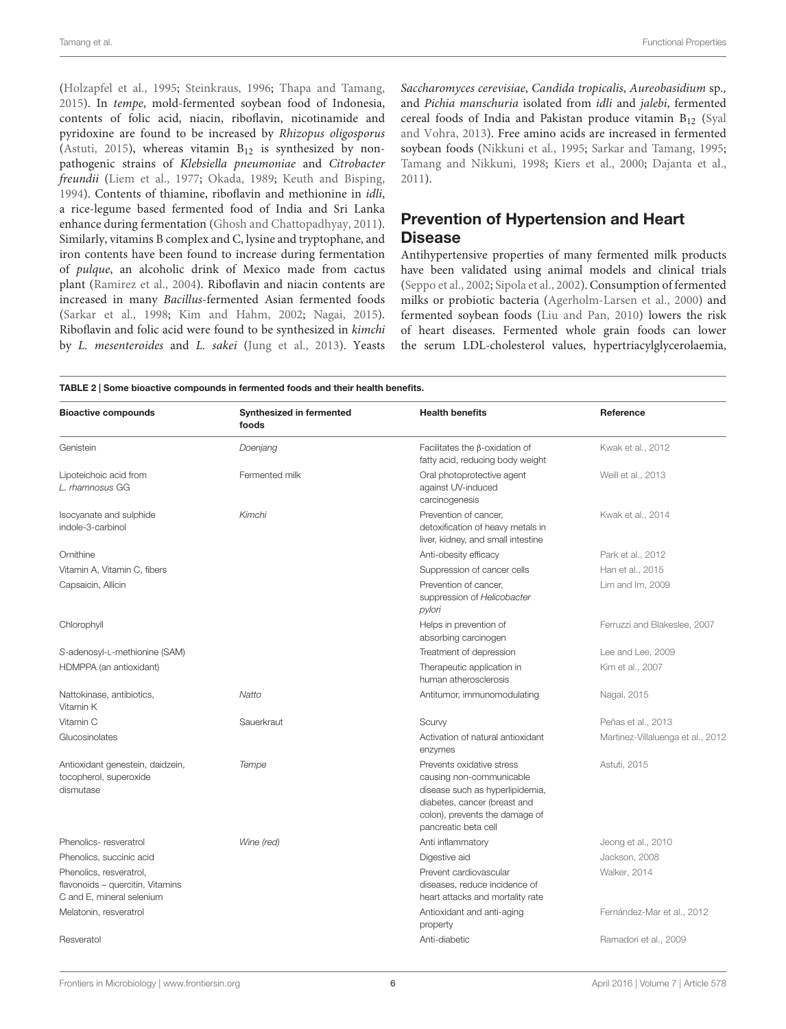(Holzapfel et al., 1995; Steinkraus, 1996; Thapa and Tamang, 2015). In *tempe*, mold-fermented soybean food of Indonesia, contents of folic acid, niacin, riboflavin, nicotinamide and pyridoxine are found to be increased by *Rhizopus oligosporus* (Astuti, 2015), whereas vitamin $B_{12}$ is synthesized by non-pathogenic strains of *Klebsiella pneumoniae* and *Citrobacter freundii* (Liem et al., 1977; Okada, 1989; Keuth and Bisping, 1994). Contents of thiamine, riboflavin and methionine in *idli*, a rice-legume based fermented food of India and Sri Lanka enhance during fermentation (Ghosh and Chattopadhyay, 2011). Similarly, vitamins B complex and C, lysine and tryptophane, and iron contents have been found to increase during fermentation of *pulque*, an alcoholic drink of Mexico made from cactus plant (Ramirez et al., 2004). Riboflavin and niacin contents are increased in many *Bacillus*-fermented Asian fermented foods (Sarkar et al., 1998; Kim and Hahm, 2002; Nagai, 2015). Riboflavin and folic acid were found to be synthesized in *kimchi* by *L. mesenteroides* and *L. sakei* (Jung et al., 2013). Yeasts *Saccharomyces cerevisiae*, *Candida tropicalis*, *Aureobasidium* sp., and *Pichia manschuria* isolated from *idli* and *jalebi*, fermented cereal foods of India and Pakistan produce vitamin $B_{12}$ (Syal and Vohra, 2013). Free amino acids are increased in fermented soybean foods (Nikkuni et al., 1995; Sarkar and Tamang, 1995; Tamang and Nikkuni, 1998; Kiers et al., 2000; Dajanta et al., 2011).

## Prevention of Hypertension and Heart Disease

Antihypertensive properties of many fermented milk products have been validated using animal models and clinical trials (Seppo et al., 2002; Sipola et al., 2002). Consumption of fermented milks or probiotic bacteria (Agerholm-Larsen et al., 2000) and fermented soybean foods (Liu and Pan, 2010) lowers the risk of heart diseases. Fermented whole grain foods can lower the serum LDL-cholesterol values, hypertriacylglycerolaemia,

**TABLE 2 | Some bioactive compounds in fermented foods and their health benefits.**

| Bioactive compounds | Synthesized in fermented foods | Health benefits | Reference |
|---|---|---|---|
| Genistein | *Doenjang* | Facilitates the β-oxidation of fatty acid, reducing body weight | Kwak et al., 2012 |
| Lipoteichoic acid from *L. rhamnosus* GG | Fermented milk | Oral photoprotective agent against UV-induced carcinogenesis | Weill et al., 2013 |
| Isocyanate and sulphide indole-3-carbinol | *Kimchi* | Prevention of cancer, detoxification of heavy metals in liver, kidney, and small intestine | Kwak et al., 2014 |
| Ornithine | | Anti-obesity efficacy | Park et al., 2012 |
| Vitamin A, Vitamin C, fibers | | Suppression of cancer cells | Han et al., 2015 |
| Capsaicin, Allicin | | Prevention of cancer, suppression of *Helicobacter pylori* | Lim and Im, 2009 |
| Chlorophyll | | Helps in prevention of absorbing carcinogen | Ferruzzi and Blakeslee, 2007 |
| *S*-adenosyl-L-methionine (SAM) | | Treatment of depression | Lee and Lee, 2009 |
| HDMPPA (an antioxidant) | | Therapeutic application in human atherosclerosis | Kim et al., 2007 |
| Nattokinase, antibiotics, Vitamin K | *Natto* | Antitumor, immunomodulating | Nagai, 2015 |
| Vitamin C | Sauerkraut | Scurvy | Peñas et al., 2013 |
| Glucosinolates | | Activation of natural antioxidant enzymes | Martinez-Villaluenga et al., 2012 |
| Antioxidant genestein, daidzein, tocopherol, superoxide dismutase | *Tempe* | Prevents oxidative stress causing non-communicable disease such as hyperlipidemia, diabetes, cancer (breast and colon), prevents the damage of pancreatic beta cell | Astuti, 2015 |
| Phenolics- resveratrol | *Wine (red)* | Anti inflammatory | Jeong et al., 2010 |
| Phenolics, succinic acid | | Digestive aid | Jackson, 2008 |
| Phenolics, resveratrol, flavonoids – quercitin, Vitamins C and E, mineral selenium | | Prevent cardiovascular diseases, reduce incidence of heart attacks and mortality rate | Walker, 2014 |
| Melatonin, resveratrol | | Antioxidant and anti-aging property | Fernández-Mar et al., 2012 |
| Resveratol | | Anti-diabetic | Ramadori et al., 2009 |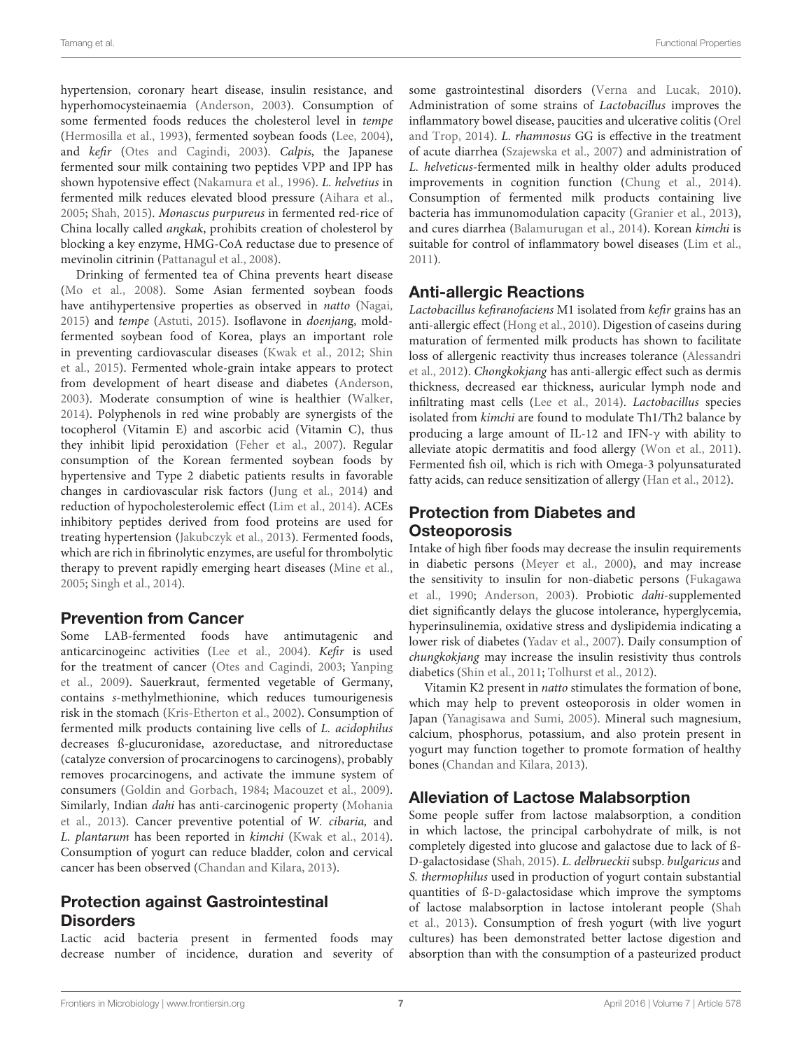hypertension, coronary heart disease, insulin resistance, and hyperhomocysteinaemia (Anderson, 2003). Consumption of some fermented foods reduces the cholesterol level in *tempe* (Hermosilla et al., 1993), fermented soybean foods (Lee, 2004), and *kefir* (Otes and Cagindi, 2003). *Calpis*, the Japanese fermented sour milk containing two peptides VPP and IPP has shown hypotensive effect (Nakamura et al., 1996). *L. helvetius* in fermented milk reduces elevated blood pressure (Aihara et al., 2005; Shah, 2015). *Monascus purpureus* in fermented red-rice of China locally called *angkak*, prohibits creation of cholesterol by blocking a key enzyme, HMG-CoA reductase due to presence of mevinolin citrinin (Pattanagul et al., 2008).

Drinking of fermented tea of China prevents heart disease (Mo et al., 2008). Some Asian fermented soybean foods have antihypertensive properties as observed in *natto* (Nagai, 2015) and *tempe* (Astuti, 2015). Isoflavone in *doenjan*g, mold-fermented soybean food of Korea, plays an important role in preventing cardiovascular diseases (Kwak et al., 2012; Shin et al., 2015). Fermented whole-grain intake appears to protect from development of heart disease and diabetes (Anderson, 2003). Moderate consumption of wine is healthier (Walker, 2014). Polyphenols in red wine probably are synergists of the tocopherol (Vitamin E) and ascorbic acid (Vitamin C), thus they inhibit lipid peroxidation (Feher et al., 2007). Regular consumption of the Korean fermented soybean foods by hypertensive and Type 2 diabetic patients results in favorable changes in cardiovascular risk factors (Jung et al., 2014) and reduction of hypocholesterolemic effect (Lim et al., 2014). ACEs inhibitory peptides derived from food proteins are used for treating hypertension (Jakubczyk et al., 2013). Fermented foods, which are rich in fibrinolytic enzymes, are useful for thrombolytic therapy to prevent rapidly emerging heart diseases (Mine et al., 2005; Singh et al., 2014).

## Prevention from Cancer

Some LAB-fermented foods have antimutagenic and anticarcinogeinc activities (Lee et al., 2004). *Kefir* is used for the treatment of cancer (Otes and Cagindi, 2003; Yanping et al., 2009). Sauerkraut, fermented vegetable of Germany, contains *s*-methylmethionine, which reduces tumourigenesis risk in the stomach (Kris-Etherton et al., 2002). Consumption of fermented milk products containing live cells of *L. acidophilus* decreases ß-glucuronidase, azoreductase, and nitroreductase (catalyze conversion of procarcinogens to carcinogens), probably removes procarcinogens, and activate the immune system of consumers (Goldin and Gorbach, 1984; Macouzet et al., 2009). Similarly, Indian *dahi* has anti-carcinogenic property (Mohania et al., 2013). Cancer preventive potential of *W. cibaria,* and *L. plantarum* has been reported in *kimchi* (Kwak et al., 2014). Consumption of yogurt can reduce bladder, colon and cervical cancer has been observed (Chandan and Kilara, 2013).

## Protection against Gastrointestinal Disorders

Lactic acid bacteria present in fermented foods may decrease number of incidence, duration and severity of some gastrointestinal disorders (Verna and Lucak, 2010). Administration of some strains of *Lactobacillus* improves the inflammatory bowel disease, paucities and ulcerative colitis (Orel and Trop, 2014). *L. rhamnosus* GG is effective in the treatment of acute diarrhea (Szajewska et al., 2007) and administration of *L. helveticus*-fermented milk in healthy older adults produced improvements in cognition function (Chung et al., 2014). Consumption of fermented milk products containing live bacteria has immunomodulation capacity (Granier et al., 2013), and cures diarrhea (Balamurugan et al., 2014). Korean *kimchi* is suitable for control of inflammatory bowel diseases (Lim et al., 2011).

## Anti-allergic Reactions

*Lactobacillus kefiranofaciens* M1 isolated from *kefir* grains has an anti-allergic effect (Hong et al., 2010). Digestion of caseins during maturation of fermented milk products has shown to facilitate loss of allergenic reactivity thus increases tolerance (Alessandri et al., 2012). *Chongkokjang* has anti-allergic effect such as dermis thickness, decreased ear thickness, auricular lymph node and infiltrating mast cells (Lee et al., 2014). *Lactobacillus* species isolated from *kimchi* are found to modulate Th1/Th2 balance by producing a large amount of IL-12 and IFN-γ with ability to alleviate atopic dermatitis and food allergy (Won et al., 2011). Fermented fish oil, which is rich with Omega-3 polyunsaturated fatty acids, can reduce sensitization of allergy (Han et al., 2012).

## Protection from Diabetes and Osteoporosis

Intake of high fiber foods may decrease the insulin requirements in diabetic persons (Meyer et al., 2000), and may increase the sensitivity to insulin for non-diabetic persons (Fukagawa et al., 1990; Anderson, 2003). Probiotic *dahi*-supplemented diet significantly delays the glucose intolerance, hyperglycemia, hyperinsulinemia, oxidative stress and dyslipidemia indicating a lower risk of diabetes (Yadav et al., 2007). Daily consumption of *chungkokjang* may increase the insulin resistivity thus controls diabetics (Shin et al., 2011; Tolhurst et al., 2012).

Vitamin K2 present in *natto* stimulates the formation of bone, which may help to prevent osteoporosis in older women in Japan (Yanagisawa and Sumi, 2005). Mineral such magnesium, calcium, phosphorus, potassium, and also protein present in yogurt may function together to promote formation of healthy bones (Chandan and Kilara, 2013).

## Alleviation of Lactose Malabsorption

Some people suffer from lactose malabsorption, a condition in which lactose, the principal carbohydrate of milk, is not completely digested into glucose and galactose due to lack of ß-D-galactosidase (Shah, 2015). *L. delbrueckii* subsp. *bulgaricus* and *S. thermophilus* used in production of yogurt contain substantial quantities of ß-D-galactosidase which improve the symptoms of lactose malabsorption in lactose intolerant people (Shah et al., 2013). Consumption of fresh yogurt (with live yogurt cultures) has been demonstrated better lactose digestion and absorption than with the consumption of a pasteurized product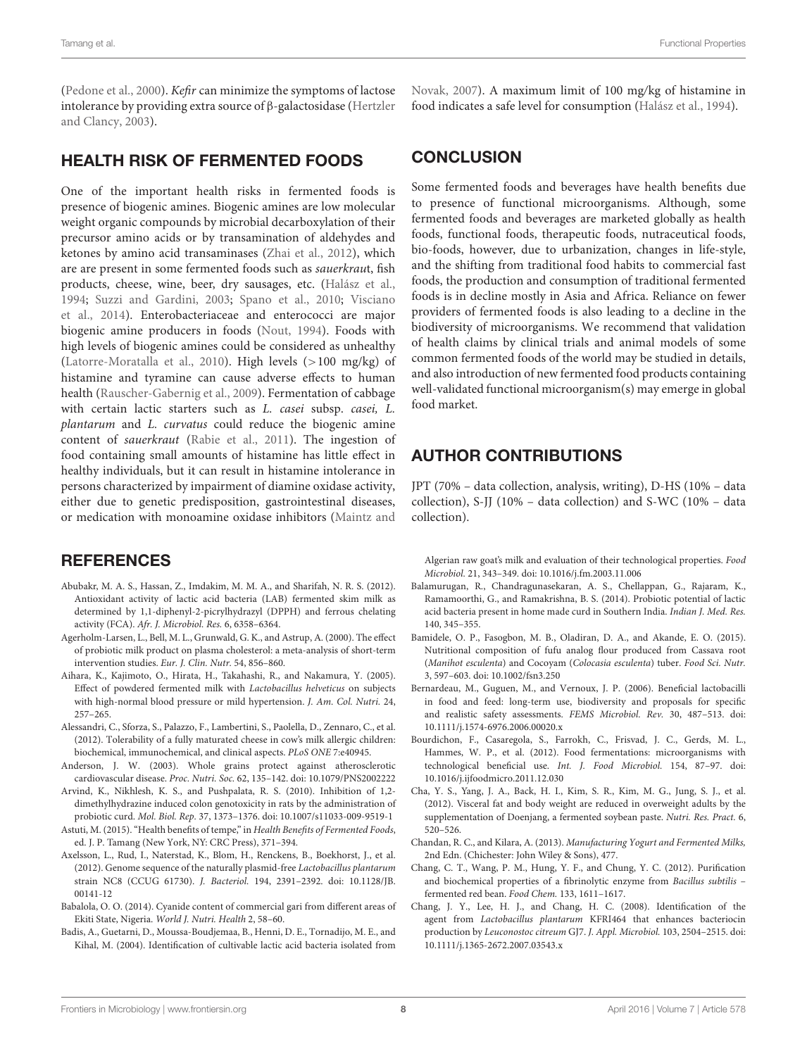(Pedone et al., 2000). *Kefir* can minimize the symptoms of lactose intolerance by providing extra source of β-galactosidase (Hertzler and Clancy, 2003).

## HEALTH RISK OF FERMENTED FOODS

One of the important health risks in fermented foods is presence of biogenic amines. Biogenic amines are low molecular weight organic compounds by microbial decarboxylation of their precursor amino acids or by transamination of aldehydes and ketones by amino acid transaminases (Zhai et al., 2012), which are are present in some fermented foods such as *sauerkrau*t, fish products, cheese, wine, beer, dry sausages, etc. (Halász et al., 1994; Suzzi and Gardini, 2003; Spano et al., 2010; Visciano et al., 2014). Enterobacteriaceae and enterococci are major biogenic amine producers in foods (Nout, 1994). Foods with high levels of biogenic amines could be considered as unhealthy (Latorre-Moratalla et al., 2010). High levels (>100 mg/kg) of histamine and tyramine can cause adverse effects to human health (Rauscher-Gabernig et al., 2009). Fermentation of cabbage with certain lactic starters such as *L. casei* subsp. *casei, L. plantarum* and *L. curvatus* could reduce the biogenic amine content of *sauerkraut* (Rabie et al., 2011). The ingestion of food containing small amounts of histamine has little effect in healthy individuals, but it can result in histamine intolerance in persons characterized by impairment of diamine oxidase activity, either due to genetic predisposition, gastrointestinal diseases, or medication with monoamine oxidase inhibitors (Maintz and Novak, 2007). A maximum limit of 100 mg/kg of histamine in food indicates a safe level for consumption (Halász et al., 1994).

## CONCLUSION

Some fermented foods and beverages have health benefits due to presence of functional microorganisms. Although, some fermented foods and beverages are marketed globally as health foods, functional foods, therapeutic foods, nutraceutical foods, bio-foods, however, due to urbanization, changes in life-style, and the shifting from traditional food habits to commercial fast foods, the production and consumption of traditional fermented foods is in decline mostly in Asia and Africa. Reliance on fewer providers of fermented foods is also leading to a decline in the biodiversity of microorganisms. We recommend that validation of health claims by clinical trials and animal models of some common fermented foods of the world may be studied in details, and also introduction of new fermented food products containing well-validated functional microorganism(s) may emerge in global food market.

## AUTHOR CONTRIBUTIONS

JPT (70% – data collection, analysis, writing), D-HS (10% – data collection), S-JJ (10% – data collection) and S-WC (10% – data collection).

## REFERENCES

Abubakr, M. A. S., Hassan, Z., Imdakim, M. M. A., and Sharifah, N. R. S. (2012). Antioxidant activity of lactic acid bacteria (LAB) fermented skim milk as determined by 1,1-diphenyl-2-picrylhydrazyl (DPPH) and ferrous chelating activity (FCA). *Afr. J. Microbiol. Res.* 6, 6358–6364.

Agerholm-Larsen, L., Bell, M. L., Grunwald, G. K., and Astrup, A. (2000). The effect of probiotic milk product on plasma cholesterol: a meta-analysis of short-term intervention studies. *Eur. J. Clin. Nutr.* 54, 856–860.

Aihara, K., Kajimoto, O., Hirata, H., Takahashi, R., and Nakamura, Y. (2005). Effect of powdered fermented milk with *Lactobacillus helveticus* on subjects with high-normal blood pressure or mild hypertension. *J. Am. Col. Nutri.* 24, 257–265.

Alessandri, C., Sforza, S., Palazzo, F., Lambertini, S., Paolella, D., Zennaro, C., et al. (2012). Tolerability of a fully maturated cheese in cow's milk allergic children: biochemical, immunochemical, and clinical aspects. *PLoS ONE* 7:e40945.

Anderson, J. W. (2003). Whole grains protect against atherosclerotic cardiovascular disease. *Proc. Nutri. Soc.* 62, 135–142. doi: 10.1079/PNS2002222

Arvind, K., Nikhlesh, K. S., and Pushpalata, R. S. (2010). Inhibition of 1,2-dimethylhydrazine induced colon genotoxicity in rats by the administration of probiotic curd. *Mol. Biol. Rep.* 37, 1373–1376. doi: 10.1007/s11033-009-9519-1

Astuti, M. (2015). "Health benefits of tempe," in *Health Benefits of Fermented Foods*, ed. J. P. Tamang (New York, NY: CRC Press), 371–394.

Axelsson, L., Rud, I., Naterstad, K., Blom, H., Renckens, B., Boekhorst, J., et al. (2012). Genome sequence of the naturally plasmid-free *Lactobacillus plantarum* strain NC8 (CCUG 61730). *J. Bacteriol.* 194, 2391–2392. doi: 10.1128/JB.00141-12

Babalola, O. O. (2014). Cyanide content of commercial gari from different areas of Ekiti State, Nigeria. *World J. Nutri. Health* 2, 58–60.

Badis, A., Guetarni, D., Moussa-Boudjemaa, B., Henni, D. E., Tornadijo, M. E., and Kihal, M. (2004). Identification of cultivable lactic acid bacteria isolated from Algerian raw goat's milk and evaluation of their technological properties. *Food Microbiol.* 21, 343–349. doi: 10.1016/j.fm.2003.11.006

Balamurugan, R., Chandragunasekaran, A. S., Chellappan, G., Rajaram, K., Ramamoorthi, G., and Ramakrishna, B. S. (2014). Probiotic potential of lactic acid bacteria present in home made curd in Southern India. *Indian J. Med. Res.* 140, 345–355.

Bamidele, O. P., Fasogbon, M. B., Oladiran, D. A., and Akande, E. O. (2015). Nutritional composition of fufu analog flour produced from Cassava root (*Manihot esculenta*) and Cocoyam (*Colocasia esculenta*) tuber. *Food Sci. Nutr.* 3, 597–603. doi: 10.1002/fsn3.250

Bernardeau, M., Guguen, M., and Vernoux, J. P. (2006). Beneficial lactobacilli in food and feed: long-term use, biodiversity and proposals for specific and realistic safety assessments. *FEMS Microbiol. Rev.* 30, 487–513. doi: 10.1111/j.1574-6976.2006.00020.x

Bourdichon, F., Casaregola, S., Farrokh, C., Frisvad, J. C., Gerds, M. L., Hammes, W. P., et al. (2012). Food fermentations: microorganisms with technological beneficial use. *Int. J. Food Microbiol.* 154, 87–97. doi: 10.1016/j.ijfoodmicro.2011.12.030

Cha, Y. S., Yang, J. A., Back, H. I., Kim, S. R., Kim, M. G., Jung, S. J., et al. (2012). Visceral fat and body weight are reduced in overweight adults by the supplementation of Doenjang, a fermented soybean paste. *Nutri. Res. Pract.* 6, 520–526.

Chandan, R. C., and Kilara, A. (2013). *Manufacturing Yogurt and Fermented Milks,* 2nd Edn. (Chichester: John Wiley & Sons), 477.

Chang, C. T., Wang, P. M., Hung, Y. F., and Chung, Y. C. (2012). Purification and biochemical properties of a fibrinolytic enzyme from *Bacillus subtilis* – fermented red bean. *Food Chem.* 133, 1611–1617.

Chang, J. Y., Lee, H. J., and Chang, H. C. (2008). Identification of the agent from *Lactobacillus plantarum* KFRI464 that enhances bacteriocin production by *Leuconostoc citreum* GJ7. *J. Appl. Microbiol.* 103, 2504–2515. doi: 10.1111/j.1365-2672.2007.03543.x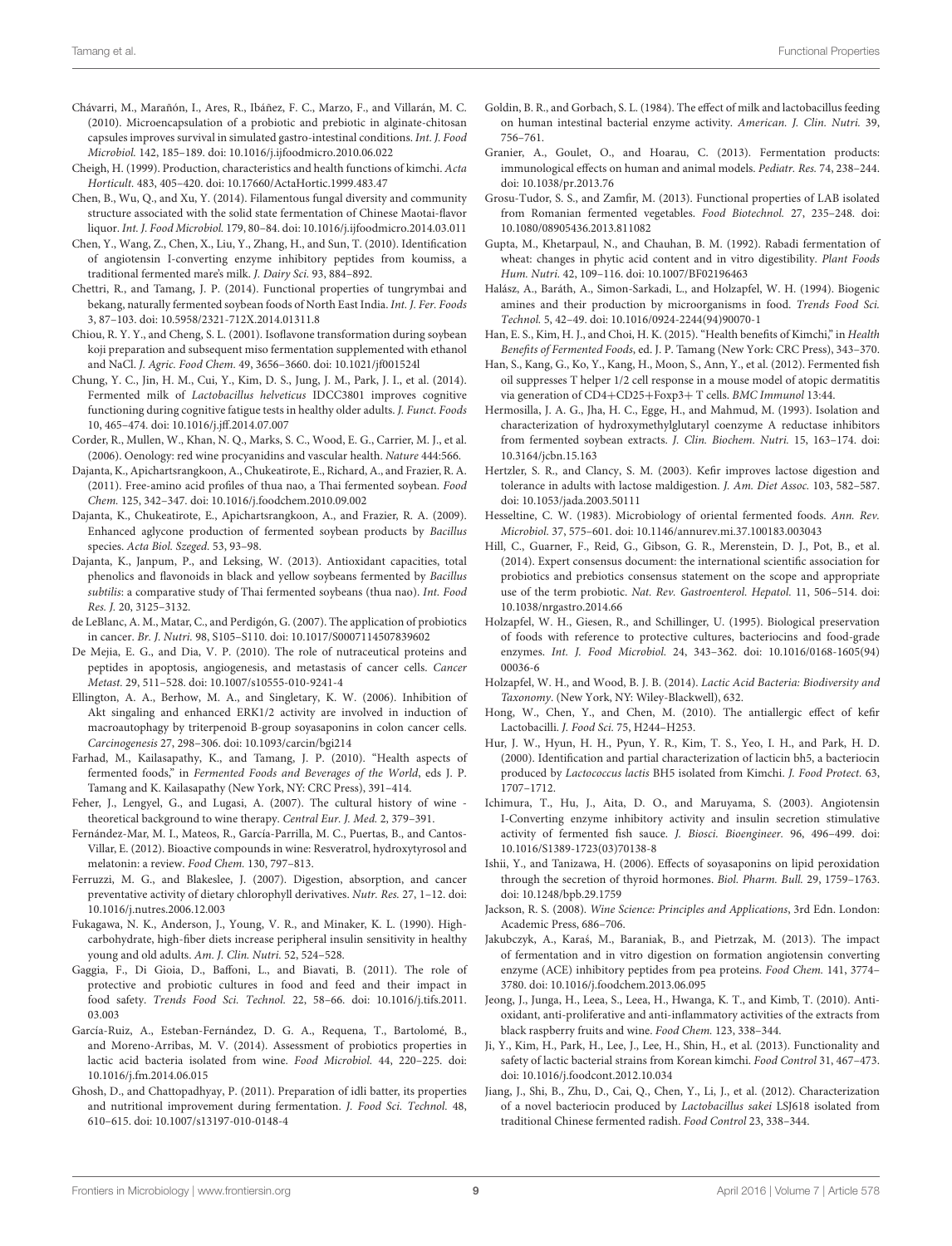Chávarri, M., Marañón, I., Ares, R., Ibáñez, F. C., Marzo, F., and Villarán, M. C. (2010). Microencapsulation of a probiotic and prebiotic in alginate-chitosan capsules improves survival in simulated gastro-intestinal conditions. *Int. J. Food Microbiol.* 142, 185–189. doi: 10.1016/j.ijfoodmicro.2010.06.022

Cheigh, H. (1999). Production, characteristics and health functions of kimchi. *Acta Horticult.* 483, 405–420. doi: 10.17660/ActaHortic.1999.483.47

Chen, B., Wu, Q., and Xu, Y. (2014). Filamentous fungal diversity and community structure associated with the solid state fermentation of Chinese Maotai-flavor liquor. *Int. J. Food Microbiol.* 179, 80–84. doi: 10.1016/j.ijfoodmicro.2014.03.011

Chen, Y., Wang, Z., Chen, X., Liu, Y., Zhang, H., and Sun, T. (2010). Identification of angiotensin I-converting enzyme inhibitory peptides from koumiss, a traditional fermented mare's milk. *J. Dairy Sci.* 93, 884–892.

Chettri, R., and Tamang, J. P. (2014). Functional properties of tungrymbai and bekang, naturally fermented soybean foods of North East India. *Int. J. Fer. Foods* 3, 87–103. doi: 10.5958/2321-712X.2014.01311.8

Chiou, R. Y., and Cheng, S. L. (2001). Isoflavone transformation during soybean koji preparation and subsequent miso fermentation supplemented with ethanol and NaCl. *J. Agric. Food Chem.* 49, 3656–3660. doi: 10.1021/jf001524l

Chung, Y. C., Jin, H. M., Cui, Y., Kim, D. S., Jung, J. M., Park, J. I., et al. (2014). Fermented milk of *Lactobacillus helveticus* IDCC3801 improves cognitive functioning during cognitive fatigue tests in healthy older adults. *J. Funct. Foods* 10, 465–474. doi: 10.1016/j.jff.2014.07.007

Corder, R., Mullen, W., Khan, N. Q., Marks, S. C., Wood, E. G., Carrier, M. J., et al. (2006). Oenology: red wine procyanidins and vascular health. *Nature* 444:566.

Dajanta, K., Apichartsrangkoon, A., Chukeatirote, E., Richard, A., and Frazier, R. A. (2011). Free-amino acid profiles of thua nao, a Thai fermented soybean. *Food Chem.* 125, 342–347. doi: 10.1016/j.foodchem.2010.09.002

Dajanta, K., Chukeatirote, E., Apichartsrangkoon, A., and Frazier, R. A. (2009). Enhanced aglycone production of fermented soybean products by *Bacillus* species. *Acta Biol. Szeged.* 53, 93–98.

Dajanta, K., Janpum, P., and Leksing, W. (2013). Antioxidant capacities, total phenolics and flavonoids in black and yellow soybeans fermented by *Bacillus subtilis*: a comparative study of Thai fermented soybeans (thua nao). *Int. Food Res. J.* 20, 3125–3132.

de LeBlanc, A. M., Matar, C., and Perdigón, G. (2007). The application of probiotics in cancer. *Br. J. Nutri.* 98, S105–S110. doi: 10.1017/S0007114507839602

De Mejia, E. G., and Dia, V. P. (2010). The role of nutraceutical proteins and peptides in apoptosis, angiogenesis, and metastasis of cancer cells. *Cancer Metast.* 29, 511–528. doi: 10.1007/s10555-010-9241-4

Ellington, A. A., Berhow, M. A., and Singletary, K. W. (2006). Inhibition of Akt singaling and enhanced ERK1/2 activity are involved in induction of macroautophagy by triterpenoid B-group soyasaponins in colon cancer cells. *Carcinogenesis* 27, 298–306. doi: 10.1093/carcin/bgi214

Farhad, M., Kailasapathy, K., and Tamang, J. P. (2010). "Health aspects of fermented foods," in *Fermented Foods and Beverages of the World*, eds J. P. Tamang and K. Kailasapathy (New York, NY: CRC Press), 391–414.

Feher, J., Lengyel, G., and Lugasi, A. (2007). The cultural history of wine - theoretical background to wine therapy. *Central Eur. J. Med.* 2, 379–391.

Fernández-Mar, M. I., Mateos, R., García-Parrilla, M. C., Puertas, B., and Cantos-Villar, E. (2012). Bioactive compounds in wine: Resveratrol, hydroxytyrosol and melatonin: a review. *Food Chem.* 130, 797–813.

Ferruzzi, M. G., and Blakeslee, J. (2007). Digestion, absorption, and cancer preventative activity of dietary chlorophyll derivatives. *Nutr. Res.* 27, 1–12. doi: 10.1016/j.nutres.2006.12.003

Fukagawa, N. K., Anderson, J., Young, V. R., and Minaker, K. L. (1990). High-carbohydrate, high-fiber diets increase peripheral insulin sensitivity in healthy young and old adults. *Am. J. Clin. Nutri.* 52, 524–528.

Gaggia, F., Di Gioia, D., Baffoni, L., and Biavati, B. (2011). The role of protective and probiotic cultures in food and feed and their impact in food safety. *Trends Food Sci. Technol.* 22, 58–66. doi: 10.1016/j.tifs.2011.03.003

García-Ruiz, A., Esteban-Fernández, D. G. A., Requena, T., Bartolomé, B., and Moreno-Arribas, M. V. (2014). Assessment of probiotics properties in lactic acid bacteria isolated from wine. *Food Microbiol.* 44, 220–225. doi: 10.1016/j.fm.2014.06.015

Ghosh, D., and Chattopadhyay, P. (2011). Preparation of idli batter, its properties and nutritional improvement during fermentation. *J. Food Sci. Technol.* 48, 610–615. doi: 10.1007/s13197-010-0148-4

Goldin, B. R., and Gorbach, S. L. (1984). The effect of milk and lactobacillus feeding on human intestinal bacterial enzyme activity. *American. J. Clin. Nutri.* 39, 756–761.

Granier, A., Goulet, O., and Hoarau, C. (2013). Fermentation products: immunological effects on human and animal models. *Pediatr. Res.* 74, 238–244. doi: 10.1038/pr.2013.76

Grosu-Tudor, S. S., and Zamfir, M. (2013). Functional properties of LAB isolated from Romanian fermented vegetables. *Food Biotechnol.* 27, 235–248. doi: 10.1080/08905436.2013.811082

Gupta, M., Khetarpaul, N., and Chauhan, B. M. (1992). Rabadi fermentation of wheat: changes in phytic acid content and in vitro digestibility. *Plant Foods Hum. Nutri.* 42, 109–116. doi: 10.1007/BF02196463

Halász, A., Baráth, A., Simon-Sarkadi, L., and Holzapfel, W. H. (1994). Biogenic amines and their production by microorganisms in food. *Trends Food Sci. Technol.* 5, 42–49. doi: 10.1016/0924-2244(94)90070-1

Han, E. S., Kim, H. J., and Choi, H. K. (2015). "Health benefits of Kimchi," in *Health Benefits of Fermented Foods*, ed. J. P. Tamang (New York: CRC Press), 343–370.

Han, S., Kang, G., Ko, Y., Kang, H., Moon, S., Ann, Y., et al. (2012). Fermented fish oil suppresses T helper 1/2 cell response in a mouse model of atopic dermatitis via generation of CD4+CD25+Foxp3+ T cells. *BMC Immunol* 13:44.

Hermosilla, J. A. G., Jha, H. C., Egge, H., and Mahmud, M. (1993). Isolation and characterization of hydroxymethylglutaryl coenzyme A reductase inhibitors from fermented soybean extracts. *J. Clin. Biochem. Nutri.* 15, 163–174. doi: 10.3164/jcbn.15.163

Hertzler, S. R., and Clancy, S. M. (2003). Kefir improves lactose digestion and tolerance in adults with lactose maldigestion. *J. Am. Diet Assoc.* 103, 582–587. doi: 10.1053/jada.2003.50111

Hesseltine, C. W. (1983). Microbiology of oriental fermented foods. *Ann. Rev. Microbiol.* 37, 575–601. doi: 10.1146/annurev.mi.37.100183.003043

Hill, C., Guarner, F., Reid, G., Gibson, G. R., Merenstein, D. J., Pot, B., et al. (2014). Expert consensus document: the international scientific association for probiotics and prebiotics consensus statement on the scope and appropriate use of the term probiotic. *Nat. Rev. Gastroenterol. Hepatol.* 11, 506–514. doi: 10.1038/nrgastro.2014.66

Holzapfel, W. H., Giesen, R., and Schillinger, U. (1995). Biological preservation of foods with reference to protective cultures, bacteriocins and food-grade enzymes. *Int. J. Food Microbiol.* 24, 343–362. doi: 10.1016/0168-1605(94)00036-6

Holzapfel, W. H., and Wood, B. J. B. (2014). *Lactic Acid Bacteria: Biodiversity and Taxonomy*. (New York, NY: Wiley-Blackwell), 632.

Hong, W., Chen, Y., and Chen, M. (2010). The antiallergic effect of kefir Lactobacilli. *J. Food Sci.* 75, H244–H253.

Hur, J. W., Hyun, H. H., Pyun, Y. R., Kim, T. S., Yeo, I. H., and Park, H. D. (2000). Identification and partial characterization of lacticin bh5, a bacteriocin produced by *Lactococcus lactis* BH5 isolated from Kimchi. *J. Food Protect.* 63, 1707–1712.

Ichimura, T., Hu, J., Aita, D. O., and Maruyama, S. (2003). Angiotensin I-Converting enzyme inhibitory activity and insulin secretion stimulative activity of fermented fish sauce. *J. Biosci. Bioengineer.* 96, 496–499. doi: 10.1016/S1389-1723(03)70138-8

Ishii, Y., and Tanizawa, H. (2006). Effects of soyasaponins on lipid peroxidation through the secretion of thyroid hormones. *Biol. Pharm. Bull.* 29, 1759–1763. doi: 10.1248/bpb.29.1759

Jackson, R. S. (2008). *Wine Science: Principles and Applications*, 3rd Edn. London: Academic Press, 686–706.

Jakubczyk, A., Karaś, M., Baraniak, B., and Pietrzak, M. (2013). The impact of fermentation and in vitro digestion on formation angiotensin converting enzyme (ACE) inhibitory peptides from pea proteins. *Food Chem.* 141, 3774–3780. doi: 10.1016/j.foodchem.2013.06.095

Jeong, J., Junga, H., Leea, S., Leea, H., Hwanga, K. T., and Kimb, T. (2010). Anti-oxidant, anti-proliferative and anti-inflammatory activities of the extracts from black raspberry fruits and wine. *Food Chem.* 123, 338–344.

Ji, Y., Kim, H., Park, H., Lee, J., Lee, H., Shin, H., et al. (2013). Functionality and safety of lactic bacterial strains from Korean kimchi. *Food Control* 31, 467–473. doi: 10.1016/j.foodcont.2012.10.034

Jiang, J., Shi, B., Zhu, D., Cai, Q., Chen, Y., Li, J., et al. (2012). Characterization of a novel bacteriocin produced by *Lactobacillus sakei* LSJ618 isolated from traditional Chinese fermented radish. *Food Control* 23, 338–344.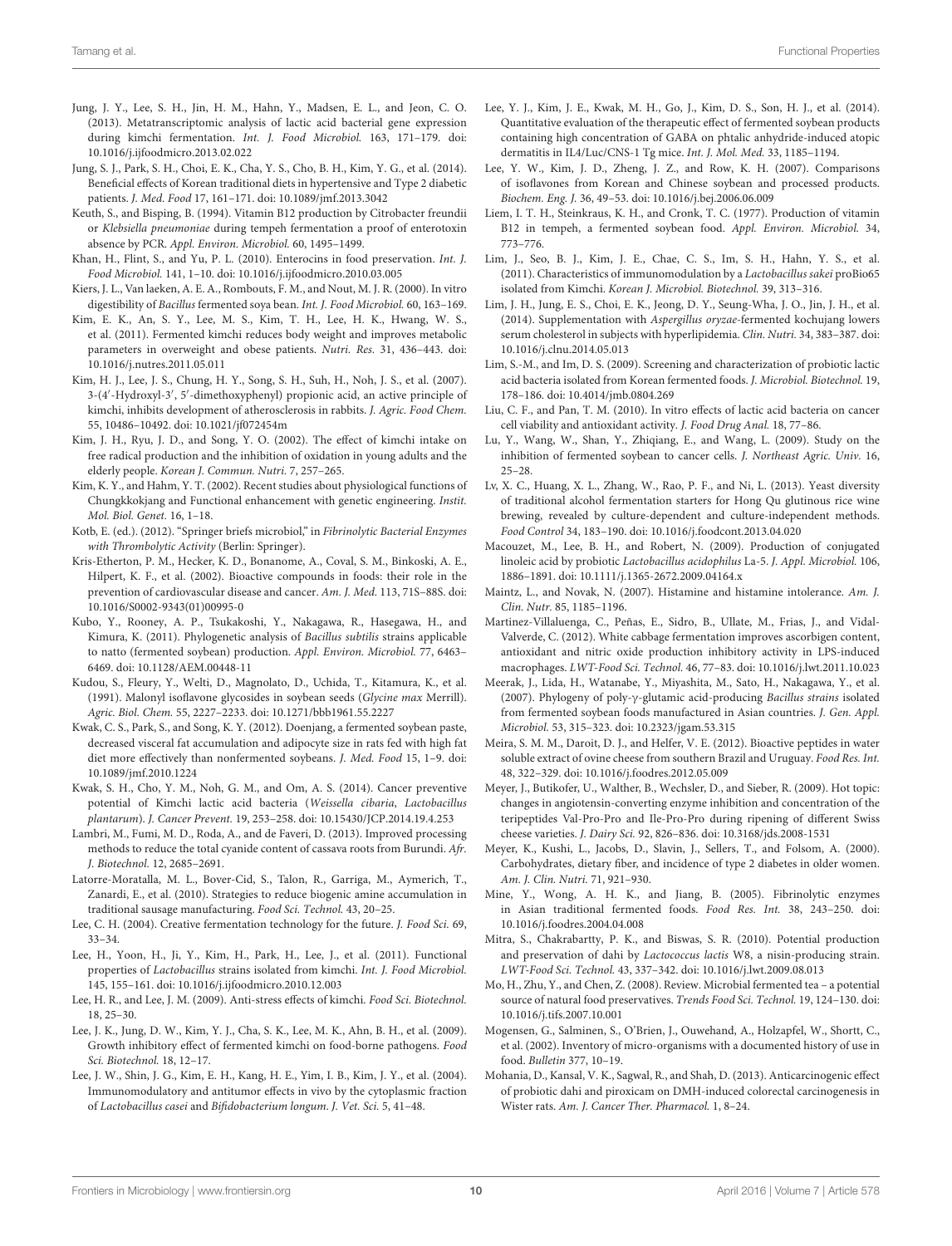Jung, J. Y., Lee, S. H., Jin, H. M., Hahn, Y., Madsen, E. L., and Jeon, C. O. (2013). Metatranscriptomic analysis of lactic acid bacterial gene expression during kimchi fermentation. *Int. J. Food Microbiol.* 163, 171–179. doi: 10.1016/j.ijfoodmicro.2013.02.022

Jung, S. J., Park, S. H., Choi, E. K., Cha, Y. S., Cho, B. H., Kim, Y. G., et al. (2014). Beneficial effects of Korean traditional diets in hypertensive and Type 2 diabetic patients. *J. Med. Food* 17, 161–171. doi: 10.1089/jmf.2013.3042

Keuth, S., and Bisping, B. (1994). Vitamin B12 production by Citrobacter freundii or *Klebsiella pneumoniae* during tempeh fermentation a proof of enterotoxin absence by PCR. *Appl. Environ. Microbiol.* 60, 1495–1499.

Khan, H., Flint, S., and Yu, P. L. (2010). Enterocins in food preservation. *Int. J. Food Microbiol.* 141, 1–10. doi: 10.1016/j.ijfoodmicro.2010.03.005

Kiers, J. L., Van laeken, A. E. A., Rombouts, F. M., and Nout, M. J. R. (2000). In vitro digestibility of *Bacillus* fermented soya bean. *Int. J. Food Microbiol.* 60, 163–169.

Kim, E. K., An, S. Y., Lee, M. S., Kim, T. H., Lee, H. K., Hwang, W. S., et al. (2011). Fermented kimchi reduces body weight and improves metabolic parameters in overweight and obese patients. *Nutri. Res.* 31, 436–443. doi: 10.1016/j.nutres.2011.05.011

Kim, H. J., Lee, J. S., Chung, H. Y., Song, S. H., Suh, H., Noh, J. S., et al. (2007). 3-(4′-Hydroxyl-3′, 5′-dimethoxyphenyl) propionic acid, an active principle of kimchi, inhibits development of atherosclerosis in rabbits. *J. Agric. Food Chem.* 55, 10486–10492. doi: 10.1021/jf072454m

Kim, J. H., Ryu, J. D., and Song, Y. O. (2002). The effect of kimchi intake on free radical production and the inhibition of oxidation in young adults and the elderly people. *Korean J. Commun. Nutri.* 7, 257–265.

Kim, K. Y., and Hahm, Y. T. (2002). Recent studies about physiological functions of Chungkkokjang and Functional enhancement with genetic engineering. *Instit. Mol. Biol. Genet.* 16, 1–18.

Kotb, E. (ed.). (2012). "Springer briefs microbiol," in *Fibrinolytic Bacterial Enzymes with Thrombolytic Activity* (Berlin: Springer).

Kris-Etherton, P. M., Hecker, K. D., Bonanome, A., Coval, S. M., Binkoski, A. E., Hilpert, K. F., et al. (2002). Bioactive compounds in foods: their role in the prevention of cardiovascular disease and cancer. *Am. J. Med.* 113, 71S–88S. doi: 10.1016/S0002-9343(01)00995-0

Kubo, Y., Rooney, A. P., Tsukakoshi, Y., Nakagawa, R., Hasegawa, H., and Kimura, K. (2011). Phylogenetic analysis of *Bacillus subtilis* strains applicable to natto (fermented soybean) production. *Appl. Environ. Microbiol.* 77, 6463–6469. doi: 10.1128/AEM.00448-11

Kudou, S., Fleury, Y., Welti, D., Magnolato, D., Uchida, T., Kitamura, K., et al. (1991). Malonyl isoflavone glycosides in soybean seeds (*Glycine max* Merrill). *Agric. Biol. Chem.* 55, 2227–2233. doi: 10.1271/bbb1961.55.2227

Kwak, C. S., Park, S., and Song, K. Y. (2012). Doenjang, a fermented soybean paste, decreased visceral fat accumulation and adipocyte size in rats fed with high fat diet more effectively than nonfermented soybeans. *J. Med. Food* 15, 1–9. doi: 10.1089/jmf.2010.1224

Kwak, S. H., Cho, Y. M., Noh, G. M., and Om, A. S. (2014). Cancer preventive potential of Kimchi lactic acid bacteria (*Weissella cibaria*, *Lactobacillus plantarum*). *J. Cancer Prevent.* 19, 253–258. doi: 10.15430/JCP.2014.19.4.253

Lambri, M., Fumi, M. D., Roda, A., and de Faveri, D. (2013). Improved processing methods to reduce the total cyanide content of cassava roots from Burundi. *Afr. J. Biotechnol.* 12, 2685–2691.

Latorre-Moratalla, M. L., Bover-Cid, S., Talon, R., Garriga, M., Aymerich, T., Zanardi, E., et al. (2010). Strategies to reduce biogenic amine accumulation in traditional sausage manufacturing. *Food Sci. Technol.* 43, 20–25.

Lee, C. H. (2004). Creative fermentation technology for the future. *J. Food Sci.* 69, 33–34.

Lee, H., Yoon, H., Ji, Y., Kim, H., Park, H., Lee, J., et al. (2011). Functional properties of *Lactobacillus* strains isolated from kimchi. *Int. J. Food Microbiol.* 145, 155–161. doi: 10.1016/j.ijfoodmicro.2010.12.003

Lee, H. R., and Lee, J. M. (2009). Anti-stress effects of kimchi. *Food Sci. Biotechnol.* 18, 25–30.

Lee, J. K., Jung, D. W., Kim, Y. J., Cha, S. K., Lee, M. K., Ahn, B. H., et al. (2009). Growth inhibitory effect of fermented kimchi on food-borne pathogens. *Food Sci. Biotechnol.* 18, 12–17.

Lee, J. W., Shin, J. G., Kim, E. H., Kang, H. E., Yim, I. B., Kim, J. Y., et al. (2004). Immunomodulatory and antitumor effects in vivo by the cytoplasmic fraction of *Lactobacillus casei* and *Bifidobacterium longum*. *J. Vet. Sci.* 5, 41–48.

Lee, Y. J., Kim, J. E., Kwak, M. H., Go, J., Kim, D. S., Son, H. J., et al. (2014). Quantitative evaluation of the therapeutic effect of fermented soybean products containing high concentration of GABA on phtalic anhydride-induced atopic dermatitis in IL4/Luc/CNS-1 Tg mice. *Int. J. Mol. Med.* 33, 1185–1194.

Lee, Y. W., Kim, J. D., Zheng, J. Z., and Row, K. H. (2007). Comparisons of isoflavones from Korean and Chinese soybean and processed products. *Biochem. Eng. J.* 36, 49–53. doi: 10.1016/j.bej.2006.06.009

Liem, I. T. H., Steinkraus, K. H., and Cronk, T. C. (1977). Production of vitamin B12 in tempeh, a fermented soybean food. *Appl. Environ. Microbiol.* 34, 773–776.

Lim, J., Seo, B. J., Kim, J. E., Chae, C. S., Im, S. H., Hahn, Y. S., et al. (2011). Characteristics of immunomodulation by a *Lactobacillus sakei* proBio65 isolated from Kimchi. *Korean J. Microbiol. Biotechnol.* 39, 313–316.

Lim, J. H., Jung, E. S., Choi, E. K., Jeong, D. Y., Seung-Wha, J. O., Jin, J. H., et al. (2014). Supplementation with *Aspergillus oryzae*-fermented kochujang lowers serum cholesterol in subjects with hyperlipidemia. *Clin. Nutri.* 34, 383–387. doi: 10.1016/j.clnu.2014.05.013

Lim, S.-M., and Im, D. S. (2009). Screening and characterization of probiotic lactic acid bacteria isolated from Korean fermented foods. *J. Microbiol. Biotechnol.* 19, 178–186. doi: 10.4014/jmb.0804.269

Liu, C. F., and Pan, T. M. (2010). In vitro effects of lactic acid bacteria on cancer cell viability and antioxidant activity. *J. Food Drug Anal.* 18, 77–86.

Lu, Y., Wang, W., Shan, Y., Zhiqiang, E., and Wang, L. (2009). Study on the inhibition of fermented soybean to cancer cells. *J. Northeast Agric. Univ.* 16, 25–28.

Lv, X. C., Huang, X. L., Zhang, W., Rao, P. F., and Ni, L. (2013). Yeast diversity of traditional alcohol fermentation starters for Hong Qu glutinous rice wine brewing, revealed by culture-dependent and culture-independent methods. *Food Control* 34, 183–190. doi: 10.1016/j.foodcont.2013.04.020

Macouzet, M., Lee, B. H., and Robert, N. (2009). Production of conjugated linoleic acid by probiotic *Lactobacillus acidophilus* La-5. *J. Appl. Microbiol.* 106, 1886–1891. doi: 10.1111/j.1365-2672.2009.04164.x

Maintz, L., and Novak, N. (2007). Histamine and histamine intolerance. *Am. J. Clin. Nutr.* 85, 1185–1196.

Martinez-Villaluenga, C., Peñas, E., Sidro, B., Ullate, M., Frias, J., and Vidal-Valverde, C. (2012). White cabbage fermentation improves ascorbigen content, antioxidant and nitric oxide production inhibitory activity in LPS-induced macrophages. *LWT-Food Sci. Technol.* 46, 77–83. doi: 10.1016/j.lwt.2011.10.023

Meerak, J., Lida, H., Watanabe, Y., Miyashita, M., Sato, H., Nakagawa, Y., et al. (2007). Phylogeny of poly-γ-glutamic acid-producing *Bacillus strains* isolated from fermented soybean foods manufactured in Asian countries. *J. Gen. Appl. Microbiol.* 53, 315–323. doi: 10.2323/jgam.53.315

Meira, S. M. M., Daroit, D. J., and Helfer, V. E. (2012). Bioactive peptides in water soluble extract of ovine cheese from southern Brazil and Uruguay. *Food Res. Int.* 48, 322–329. doi: 10.1016/j.foodres.2012.05.009

Meyer, J., Butikofer, U., Walther, B., Wechsler, D., and Sieber, R. (2009). Hot topic: changes in angiotensin-converting enzyme inhibition and concentration of the teripeptides Val-Pro-Pro and Ile-Pro-Pro during ripening of different Swiss cheese varieties. *J. Dairy Sci.* 92, 826–836. doi: 10.3168/jds.2008-1531

Meyer, K., Kushi, L., Jacobs, D., Slavin, J., Sellers, T., and Folsom, A. (2000). Carbohydrates, dietary fiber, and incidence of type 2 diabetes in older women. *Am. J. Clin. Nutri.* 71, 921–930.

Mine, Y., Wong, A. H. K., and Jiang, B. (2005). Fibrinolytic enzymes in Asian traditional fermented foods. *Food Res. Int.* 38, 243–250. doi: 10.1016/j.foodres.2004.04.008

Mitra, S., Chakrabartty, P. K., and Biswas, S. R. (2010). Potential production and preservation of dahi by *Lactococcus lactis* W8, a nisin-producing strain. *LWT-Food Sci. Technol.* 43, 337–342. doi: 10.1016/j.lwt.2009.08.013

Mo, H., Zhu, Y., and Chen, Z. (2008). Review. Microbial fermented tea – a potential source of natural food preservatives. *Trends Food Sci. Technol.* 19, 124–130. doi: 10.1016/j.tifs.2007.10.001

Mogensen, G., Salminen, S., O'Brien, J., Ouwehand, A., Holzapfel, W., Shortt, C., et al. (2002). Inventory of micro-organisms with a documented history of use in food. *Bulletin* 377, 10–19.

Mohania, D., Kansal, V. K., Sagwal, R., and Shah, D. (2013). Anticarcinogenic effect of probiotic dahi and piroxicam on DMH-induced colorectal carcinogenesis in Wister rats. *Am. J. Cancer Ther. Pharmacol.* 1, 8–24.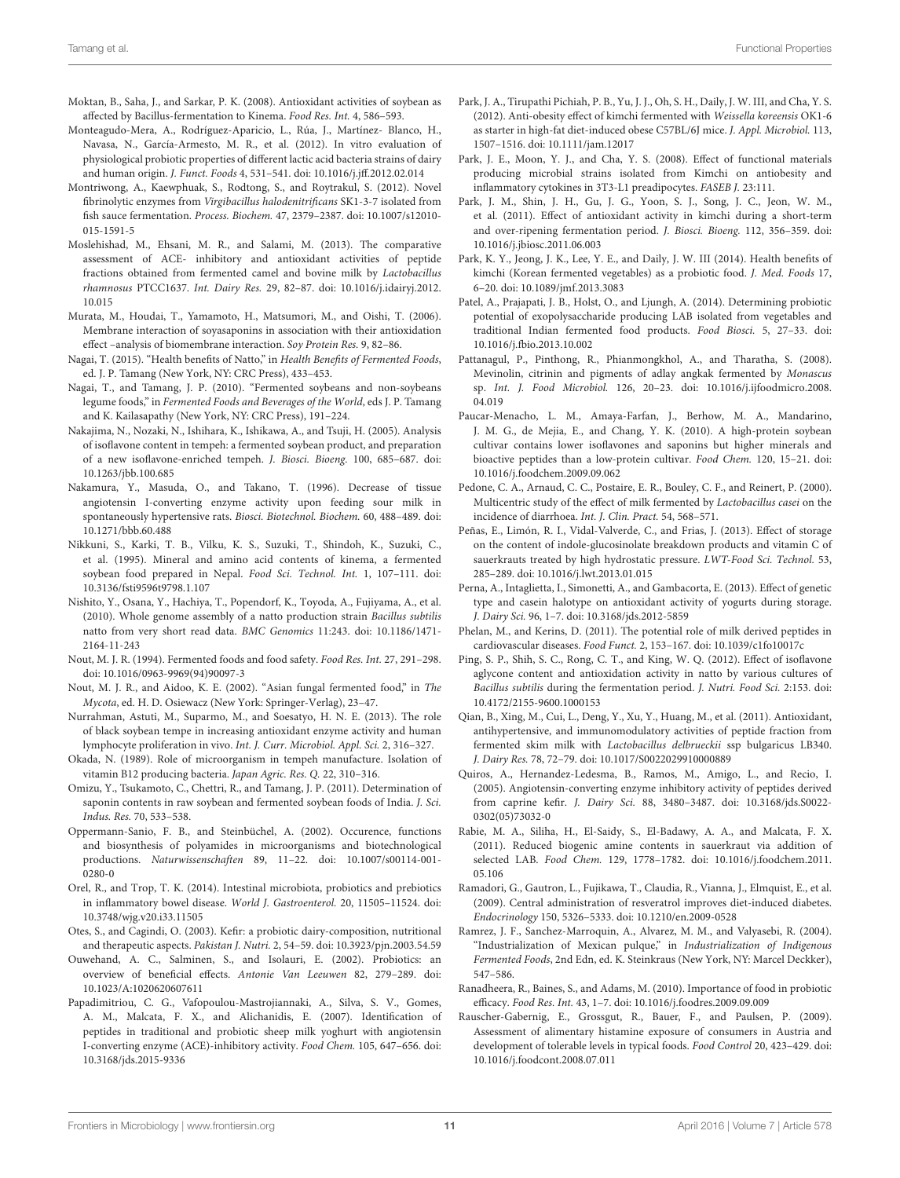Moktan, B., Saha, J., and Sarkar, P. K. (2008). Antioxidant activities of soybean as affected by Bacillus-fermentation to Kinema. *Food Res. Int.* 4, 586–593.

Monteagudo-Mera, A., Rodríguez-Aparicio, L., Rúa, J., Martínez- Blanco, H., Navasa, N., García-Armesto, M. R., et al. (2012). In vitro evaluation of physiological probiotic properties of different lactic acid bacteria strains of dairy and human origin. *J. Funct. Foods* 4, 531–541. doi: 10.1016/j.jff.2012.02.014

Montriwong, A., Kaewphuak, S., Rodtong, S., and Roytrakul, S. (2012). Novel fibrinolytic enzymes from *Virgibacillus halodenitrificans* SK1-3-7 isolated from fish sauce fermentation. *Process. Biochem.* 47, 2379–2387. doi: 10.1007/s12010-015-1591-5

Moslehishad, M., Ehsani, M. R., and Salami, M. (2013). The comparative assessment of ACE- inhibitory and antioxidant activities of peptide fractions obtained from fermented camel and bovine milk by *Lactobacillus rhamnosus* PTCC1637. *Int. Dairy Res.* 29, 82–87. doi: 10.1016/j.idairyj.2012.10.015

Murata, M., Houdai, T., Yamamoto, H., Matsumori, M., and Oishi, T. (2006). Membrane interaction of soyasaponins in association with their antioxidation effect –analysis of biomembrane interaction. *Soy Protein Res.* 9, 82–86.

Nagai, T. (2015). "Health benefits of Natto," in *Health Benefits of Fermented Foods*, ed. J. P. Tamang (New York, NY: CRC Press), 433–453.

Nagai, T., and Tamang, J. P. (2010). "Fermented soybeans and non-soybeans legume foods," in *Fermented Foods and Beverages of the World*, eds J. P. Tamang and K. Kailasapathy (New York, NY: CRC Press), 191–224.

Nakajima, N., Nozaki, N., Ishihara, K., Ishikawa, A., and Tsuji, H. (2005). Analysis of isoflavone content in tempeh: a fermented soybean product, and preparation of a new isoflavone-enriched tempeh. *J. Biosci. Bioeng.* 100, 685–687. doi: 10.1263/jbb.100.685

Nakamura, Y., Masuda, O., and Takano, T. (1996). Decrease of tissue angiotensin I-converting enzyme activity upon feeding sour milk in spontaneously hypertensive rats. *Biosci. Biotechnol. Biochem.* 60, 488–489. doi: 10.1271/bbb.60.488

Nikkuni, S., Karki, T. B., Vilku, K. S., Suzuki, T., Shindoh, K., Suzuki, C., et al. (1995). Mineral and amino acid contents of kinema, a fermented soybean food prepared in Nepal. *Food Sci. Technol. Int.* 1, 107–111. doi: 10.3136/fsti9596t9798.1.107

Nishito, Y., Osana, Y., Hachiya, T., Popendorf, K., Toyoda, A., Fujiyama, A., et al. (2010). Whole genome assembly of a natto production strain *Bacillus subtilis* natto from very short read data. *BMC Genomics* 11:243. doi: 10.1186/1471-2164-11-243

Nout, M. J. R. (1994). Fermented foods and food safety. *Food Res. Int.* 27, 291–298. doi: 10.1016/0963-9969(94)90097-3

Nout, M. J. R., and Aidoo, K. E. (2002). "Asian fungal fermented food," in *The Mycota*, ed. H. D. Osiewacz (New York: Springer-Verlag), 23–47.

Nurrahman, Astuti, M., Suparmo, M., and Soesatyo, H. N. E. (2013). The role of black soybean tempe in increasing antioxidant enzyme activity and human lymphocyte proliferation in vivo. *Int. J. Curr. Microbiol. Appl. Sci.* 2, 316–327.

Okada, N. (1989). Role of microorganism in tempeh manufacture. Isolation of vitamin B12 producing bacteria. *Japan Agric. Res. Q.* 22, 310–316.

Omizu, Y., Tsukamoto, C., Chettri, R., and Tamang, J. P. (2011). Determination of saponin contents in raw soybean and fermented soybean foods of India. *J. Sci. Indus. Res.* 70, 533–538.

Oppermann-Sanio, F. B., and Steinbüchel, A. (2002). Occurence, functions and biosynthesis of polyamides in microorganisms and biotechnological productions. *Naturwissenschaften* 89, 11–22. doi: 10.1007/s00114-001-0280-0

Orel, R., and Trop, T. K. (2014). Intestinal microbiota, probiotics and prebiotics in inflammatory bowel disease. *World J. Gastroenterol.* 20, 11505–11524. doi: 10.3748/wjg.v20.i33.11505

Otes, S., and Cagindi, O. (2003). Kefir: a probiotic dairy-composition, nutritional and therapeutic aspects. *Pakistan J. Nutri.* 2, 54–59. doi: 10.3923/pjn.2003.54.59

Ouwehand, A. C., Salminen, S., and Isolauri, E. (2002). Probiotics: an overview of beneficial effects. *Antonie Van Leeuwen* 82, 279–289. doi: 10.1023/A:1020620607611

Papadimitriou, C. G., Vafopoulou-Mastrojiannaki, A., Silva, S. V., Gomes, A. M., Malcata, F. X., and Alichanidis, E. (2007). Identification of peptides in traditional and probiotic sheep milk yoghurt with angiotensin I-converting enzyme (ACE)-inhibitory activity. *Food Chem.* 105, 647–656. doi: 10.3168/jds.2015-9336

Park, J. A., Tirupathi Pichiah, P. B., Yu, J. J., Oh, S. H., Daily, J. W. III, and Cha, Y. S. (2012). Anti-obesity effect of kimchi fermented with *Weissella koreensis* OK1-6 as starter in high-fat diet-induced obese C57BL/6J mice. *J. Appl. Microbiol.* 113, 1507–1516. doi: 10.1111/jam.12017

Park, J. E., Moon, Y. J., and Cha, Y. S. (2008). Effect of functional materials producing microbial strains isolated from Kimchi on antiobesity and inflammatory cytokines in 3T3-L1 preadipocytes. *FASEB J.* 23:111.

Park, J. M., Shin, J. H., Gu, J. G., Yoon, S. J., Song, J. C., Jeon, W. M., et al. (2011). Effect of antioxidant activity in kimchi during a short-term and over-ripening fermentation period. *J. Biosci. Bioeng.* 112, 356–359. doi: 10.1016/j.jbiosc.2011.06.003

Park, K. Y., Jeong, J. K., Lee, Y. E., and Daily, J. W. III (2014). Health benefits of kimchi (Korean fermented vegetables) as a probiotic food. *J. Med. Foods* 17, 6–20. doi: 10.1089/jmf.2013.3083

Patel, A., Prajapati, J. B., Holst, O., and Ljungh, A. (2014). Determining probiotic potential of exopolysaccharide producing LAB isolated from vegetables and traditional Indian fermented food products. *Food Biosci.* 5, 27–33. doi: 10.1016/j.fbio.2013.10.002

Pattanagul, P., Pinthong, R., Phianmongkhol, A., and Tharatha, S. (2008). Mevinolin, citrinin and pigments of adlay angkak fermented by *Monascus* sp. *Int. J. Food Microbiol.* 126, 20–23. doi: 10.1016/j.ijfoodmicro.2008.04.019

Paucar-Menacho, L. M., Amaya-Farfan, J., Berhow, M. A., Mandarino, J. M. G., de Mejia, E., and Chang, Y. K. (2010). A high-protein soybean cultivar contains lower isoflavones and saponins but higher minerals and bioactive peptides than a low-protein cultivar. *Food Chem.* 120, 15–21. doi: 10.1016/j.foodchem.2009.09.062

Pedone, C. A., Arnaud, C. C., Postaire, E. R., Bouley, C. F., and Reinert, P. (2000). Multicentric study of the effect of milk fermented by *Lactobacillus casei* on the incidence of diarrhoea. *Int. J. Clin. Pract.* 54, 568–571.

Peñas, E., Limón, R. I., Vidal-Valverde, C., and Frias, J. (2013). Effect of storage on the content of indole-glucosinolate breakdown products and vitamin C of sauerkrauts treated by high hydrostatic pressure. *LWT-Food Sci. Technol.* 53, 285–289. doi: 10.1016/j.lwt.2013.01.015

Perna, A., Intaglietta, I., Simonetti, A., and Gambacorta, E. (2013). Effect of genetic type and casein halotype on antioxidant activity of yogurts during storage. *J. Dairy Sci.* 96, 1–7. doi: 10.3168/jds.2012-5859

Phelan, M., and Kerins, D. (2011). The potential role of milk derived peptides in cardiovascular diseases. *Food Funct.* 2, 153–167. doi: 10.1039/c1fo10017c

Ping, S. P., Shih, S. C., Rong, C. T., and King, W. Q. (2012). Effect of isoflavone aglycone content and antioxidation activity in natto by various cultures of *Bacillus subtilis* during the fermentation period. *J. Nutri. Food Sci.* 2:153. doi: 10.4172/2155-9600.1000153

Qian, B., Xing, M., Cui, L., Deng, Y., Xu, Y., Huang, M., et al. (2011). Antioxidant, antihypertensive, and immunomodulatory activities of peptide fraction from fermented skim milk with *Lactobacillus delbrueckii* ssp bulgaricus LB340. *J. Dairy Res.* 78, 72–79. doi: 10.1017/S0022029910000889

Quiros, A., Hernandez-Ledesma, B., Ramos, M., Amigo, L., and Recio, I. (2005). Angiotensin-converting enzyme inhibitory activity of peptides derived from caprine kefir. *J. Dairy Sci.* 88, 3480–3487. doi: 10.3168/jds.S0022-0302(05)73032-0

Rabie, M. A., Siliha, H., El-Saidy, S., El-Badawy, A. A., and Malcata, F. X. (2011). Reduced biogenic amine contents in sauerkraut via addition of selected LAB. *Food Chem.* 129, 1778–1782. doi: 10.1016/j.foodchem.2011.05.106

Ramadori, G., Gautron, L., Fujikawa, T., Claudia, R., Vianna, J., Elmquist, E., et al. (2009). Central administration of resveratrol improves diet-induced diabetes. *Endocrinology* 150, 5326–5333. doi: 10.1210/en.2009-0528

Ramrez, J. F., Sanchez-Marroquin, A., Alvarez, M. M., and Valyasebi, R. (2004). "Industrialization of Mexican pulque," in *Industrialization of Indigenous Fermented Foods*, 2nd Edn, ed. K. Steinkraus (New York, NY: Marcel Deckker), 547–586.

Ranadheera, R., Baines, S., and Adams, M. (2010). Importance of food in probiotic efficacy. *Food Res. Int.* 43, 1–7. doi: 10.1016/j.foodres.2009.09.009

Rauscher-Gabernig, E., Grossgut, R., Bauer, F., and Paulsen, P. (2009). Assessment of alimentary histamine exposure of consumers in Austria and development of tolerable levels in typical foods. *Food Control* 20, 423–429. doi: 10.1016/j.foodcont.2008.07.011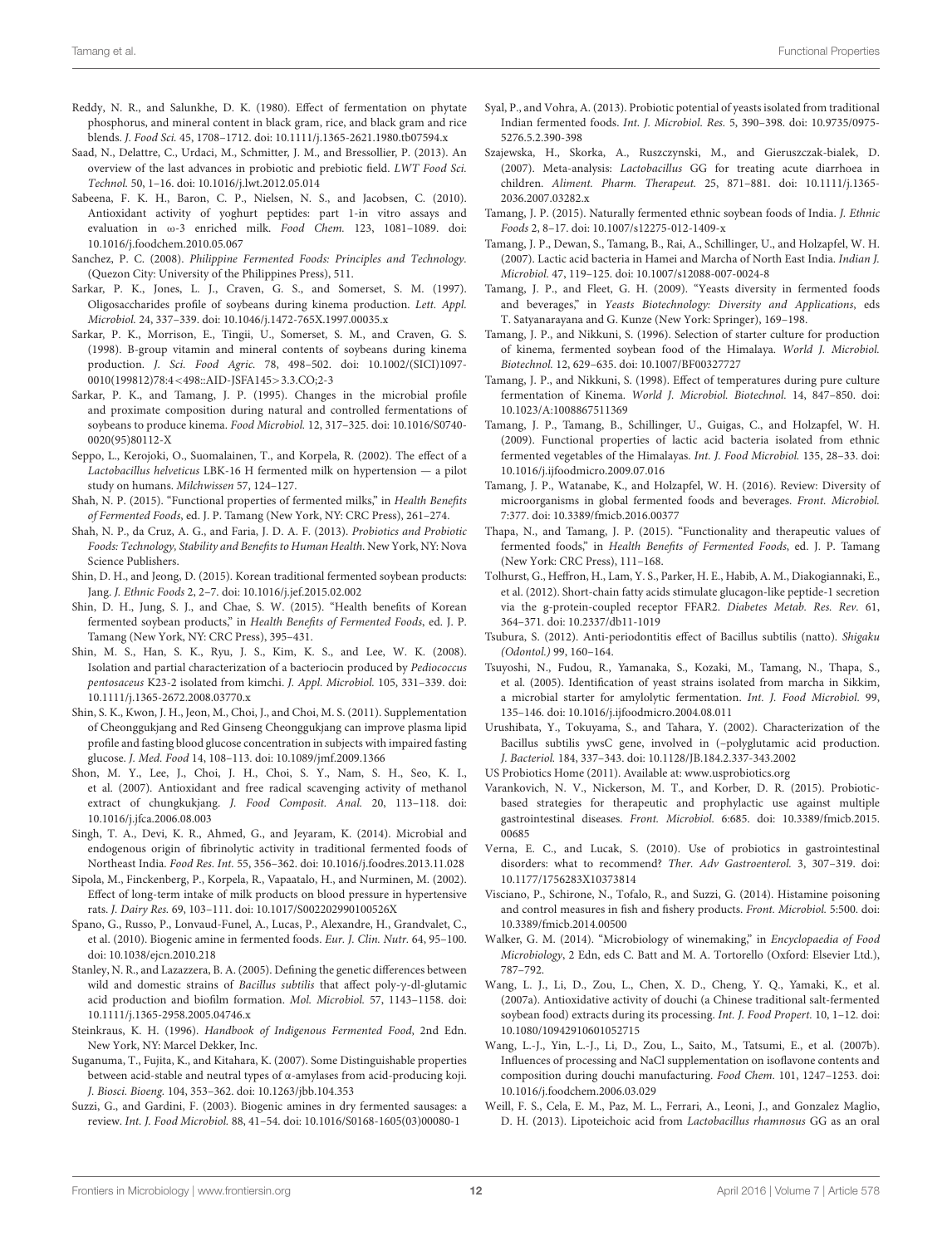Reddy, N. R., and Salunkhe, D. K. (1980). Effect of fermentation on phytate phosphorus, and mineral content in black gram, rice, and black gram and rice blends. *J. Food Sci.* 45, 1708–1712. doi: 10.1111/j.1365-2621.1980.tb07594.x

Saad, N., Delattre, C., Urdaci, M., Schmitter, J. M., and Bressollier, P. (2013). An overview of the last advances in probiotic and prebiotic field. *LWT Food Sci. Technol.* 50, 1–16. doi: 10.1016/j.lwt.2012.05.014

Sabeena, F. K. H., Baron, C. P., Nielsen, N. S., and Jacobsen, C. (2010). Antioxidant activity of yoghurt peptides: part 1-in vitro assays and evaluation in ω-3 enriched milk. *Food Chem.* 123, 1081–1089. doi: 10.1016/j.foodchem.2010.05.067

Sanchez, P. C. (2008). *Philippine Fermented Foods: Principles and Technology*. (Quezon City: University of the Philippines Press), 511.

Sarkar, P. K., Jones, L. J., Craven, G. S., and Somerset, S. M. (1997). Oligosaccharides profile of soybeans during kinema production. *Lett. Appl. Microbiol.* 24, 337–339. doi: 10.1046/j.1472-765X.1997.00035.x

Sarkar, P. K., Morrison, E., Tingii, U., Somerset, S. M., and Craven, G. S. (1998). B-group vitamin and mineral contents of soybeans during kinema production. *J. Sci. Food Agric.* 78, 498–502. doi: 10.1002/(SICI)1097-0010(199812)78:4<498::AID-JSFA145>3.3.CO;2-3

Sarkar, P. K., and Tamang, J. P. (1995). Changes in the microbial profile and proximate composition during natural and controlled fermentations of soybeans to produce kinema. *Food Microbiol.* 12, 317–325. doi: 10.1016/S0740-0020(95)80112-X

Seppo, L., Kerojoki, O., Suomalainen, T., and Korpela, R. (2002). The effect of a *Lactobacillus helveticus* LBK-16 H fermented milk on hypertension — a pilot study on humans. *Milchwissen* 57, 124–127.

Shah, N. P. (2015). "Functional properties of fermented milks," in *Health Benefits of Fermented Foods*, ed. J. P. Tamang (New York, NY: CRC Press), 261–274.

Shah, N. P., da Cruz, A. G., and Faria, J. D. A. F. (2013). *Probiotics and Probiotic Foods: Technology, Stability and Benefits to Human Health*. New York, NY: Nova Science Publishers.

Shin, D. H., and Jeong, D. (2015). Korean traditional fermented soybean products: Jang. *J. Ethnic Foods* 2, 2–7. doi: 10.1016/j.jef.2015.02.002

Shin, D. H., Jung, S. J., and Chae, S. W. (2015). "Health benefits of Korean fermented soybean products," in *Health Benefits of Fermented Foods*, ed. J. P. Tamang (New York, NY: CRC Press), 395–431.

Shin, M. S., Han, S. K., Ryu, J. S., Kim, K. S., and Lee, W. K. (2008). Isolation and partial characterization of a bacteriocin produced by *Pediococcus pentosaceus* K23-2 isolated from kimchi. *J. Appl. Microbiol.* 105, 331–339. doi: 10.1111/j.1365-2672.2008.03770.x

Shin, S. K., Kwon, J. H., Jeon, M., Choi, J., and Choi, M. S. (2011). Supplementation of Cheonggukjang and Red Ginseng Cheonggukjang can improve plasma lipid profile and fasting blood glucose concentration in subjects with impaired fasting glucose. *J. Med. Food* 14, 108–113. doi: 10.1089/jmf.2009.1366

Shon, M. Y., Lee, J., Choi, J. H., Choi, S. Y., Nam, S. H., Seo, K. I., et al. (2007). Antioxidant and free radical scavenging activity of methanol extract of chungkukjang. *J. Food Composit. Anal.* 20, 113–118. doi: 10.1016/j.jfca.2006.08.003

Singh, T. A., Devi, K. R., Ahmed, G., and Jeyaram, K. (2014). Microbial and endogenous origin of fibrinolytic activity in traditional fermented foods of Northeast India. *Food Res. Int.* 55, 356–362. doi: 10.1016/j.foodres.2013.11.028

Sipola, M., Finckenberg, P., Korpela, R., Vapaatalo, H., and Nurminen, M. (2002). Effect of long-term intake of milk products on blood pressure in hypertensive rats. *J. Dairy Res.* 69, 103–111. doi: 10.1017/S002202990100526X

Spano, G., Russo, P., Lonvaud-Funel, A., Lucas, P., Alexandre, H., Grandvalet, C., et al. (2010). Biogenic amine in fermented foods. *Eur. J. Clin. Nutr.* 64, 95–100. doi: 10.1038/ejcn.2010.218

Stanley, N. R., and Lazazzera, B. A. (2005). Defining the genetic differences between wild and domestic strains of *Bacillus subtilis* that affect poly-γ-dl-glutamic acid production and biofilm formation. *Mol. Microbiol.* 57, 1143–1158. doi: 10.1111/j.1365-2958.2005.04746.x

Steinkraus, K. H. (1996). *Handbook of Indigenous Fermented Food*, 2nd Edn. New York, NY: Marcel Dekker, Inc.

Suganuma, T., Fujita, K., and Kitahara, K. (2007). Some Distinguishable properties between acid-stable and neutral types of α-amylases from acid-producing koji. *J. Biosci. Bioeng.* 104, 353–362. doi: 10.1263/jbb.104.353

Suzzi, G., and Gardini, F. (2003). Biogenic amines in dry fermented sausages: a review. *Int. J. Food Microbiol.* 88, 41–54. doi: 10.1016/S0168-1605(03)00080-1

Syal, P., and Vohra, A. (2013). Probiotic potential of yeasts isolated from traditional Indian fermented foods. *Int. J. Microbiol. Res.* 5, 390–398. doi: 10.9735/0975-5276.5.2.390-398

Szajewska, H., Skorka, A., Ruszczynski, M., and Gieruszczak-bialek, D. (2007). Meta-analysis: *Lactobacillus* GG for treating acute diarrhoea in children. *Aliment. Pharm. Therapeut.* 25, 871–881. doi: 10.1111/j.1365-2036.2007.03282.x

Tamang, J. P. (2015). Naturally fermented ethnic soybean foods of India. *J. Ethnic Foods* 2, 8–17. doi: 10.1007/s12275-012-1409-x

Tamang, J. P., Dewan, S., Tamang, B., Rai, A., Schillinger, U., and Holzapfel, W. H. (2007). Lactic acid bacteria in Hamei and Marcha of North East India. *Indian J. Microbiol.* 47, 119–125. doi: 10.1007/s12088-007-0024-8

Tamang, J. P., and Fleet, G. H. (2009). "Yeasts diversity in fermented foods and beverages," in *Yeasts Biotechnology: Diversity and Applications*, eds T. Satyanarayana and G. Kunze (New York: Springer), 169–198.

Tamang, J. P., and Nikkuni, S. (1996). Selection of starter culture for production of kinema, fermented soybean food of the Himalaya. *World J. Microbiol. Biotechnol.* 12, 629–635. doi: 10.1007/BF00327727

Tamang, J. P., and Nikkuni, S. (1998). Effect of temperatures during pure culture fermentation of Kinema. *World J. Microbiol. Biotechnol.* 14, 847–850. doi: 10.1023/A:1008867511369

Tamang, J. P., Tamang, B., Schillinger, U., Guigas, C., and Holzapfel, W. H. (2009). Functional properties of lactic acid bacteria isolated from ethnic fermented vegetables of the Himalayas. *Int. J. Food Microbiol.* 135, 28–33. doi: 10.1016/j.ijfoodmicro.2009.07.016

Tamang, J. P., Watanabe, K., and Holzapfel, W. H. (2016). Review: Diversity of microorganisms in global fermented foods and beverages. *Front. Microbiol.* 7:377. doi: 10.3389/fmicb.2016.00377

Thapa, N., and Tamang, J. P. (2015). "Functionality and therapeutic values of fermented foods," in *Health Benefits of Fermented Foods*, ed. J. P. Tamang (New York: CRC Press), 111–168.

Tolhurst, G., Heffron, H., Lam, Y. S., Parker, H. E., Habib, A. M., Diakogiannaki, E., et al. (2012). Short-chain fatty acids stimulate glucagon-like peptide-1 secretion via the g-protein-coupled receptor FFAR2. *Diabetes Metab. Res. Rev.* 61, 364–371. doi: 10.2337/db11-1019

Tsubura, S. (2012). Anti-periodontitis effect of Bacillus subtilis (natto). *Shigaku (Odontol.)* 99, 160–164.

Tsuyoshi, N., Fudou, R., Yamanaka, S., Kozaki, M., Tamang, N., Thapa, S., et al. (2005). Identification of yeast strains isolated from marcha in Sikkim, a microbial starter for amylolytic fermentation. *Int. J. Food Microbiol.* 99, 135–146. doi: 10.1016/j.ijfoodmicro.2004.08.011

Urushibata, Y., Tokuyama, S., and Tahara, Y. (2002). Characterization of the Bacillus subtilis ywsC gene, involved in (–polyglutamic acid production. *J. Bacteriol.* 184, 337–343. doi: 10.1128/JB.184.2.337-343.2002

US Probiotics Home (2011). Available at: www.usprobiotics.org

Varankovich, N. V., Nickerson, M. T., and Korber, D. R. (2015). Probiotic-based strategies for therapeutic and prophylactic use against multiple gastrointestinal diseases. *Front. Microbiol.* 6:685. doi: 10.3389/fmicb.2015.00685

Verna, E. C., and Lucak, S. (2010). Use of probiotics in gastrointestinal disorders: what to recommend? *Ther. Adv Gastroenterol.* 3, 307–319. doi: 10.1177/1756283X10373814

Visciano, P., Schirone, N., Tofalo, R., and Suzzi, G. (2014). Histamine poisoning and control measures in fish and fishery products. *Front. Microbiol.* 5:500. doi: 10.3389/fmicb.2014.00500

Walker, G. M. (2014). "Microbiology of winemaking," in *Encyclopaedia of Food Microbiology*, 2 Edn, eds C. Batt and M. A. Tortorello (Oxford: Elsevier Ltd.), 787–792.

Wang, L. J., Li, D., Zou, L., Chen, X. D., Cheng, Y. Q., Yamaki, K., et al. (2007a). Antioxidative activity of douchi (a Chinese traditional salt-fermented soybean food) extracts during its processing. *Int. J. Food Propert.* 10, 1–12. doi: 10.1080/10942910601052715

Wang, L.-J., Yin, L.-J., Li, D., Zou, L., Saito, M., Tatsumi, E., et al. (2007b). Influences of processing and NaCl supplementation on isoflavone contents and composition during douchi manufacturing. *Food Chem.* 101, 1247–1253. doi: 10.1016/j.foodchem.2006.03.029

Weill, F. S., Cela, E. M., Paz, M. L., Ferrari, A., Leoni, J., and Gonzalez Maglio, D. H. (2013). Lipoteichoic acid from *Lactobacillus rhamnosus* GG as an oral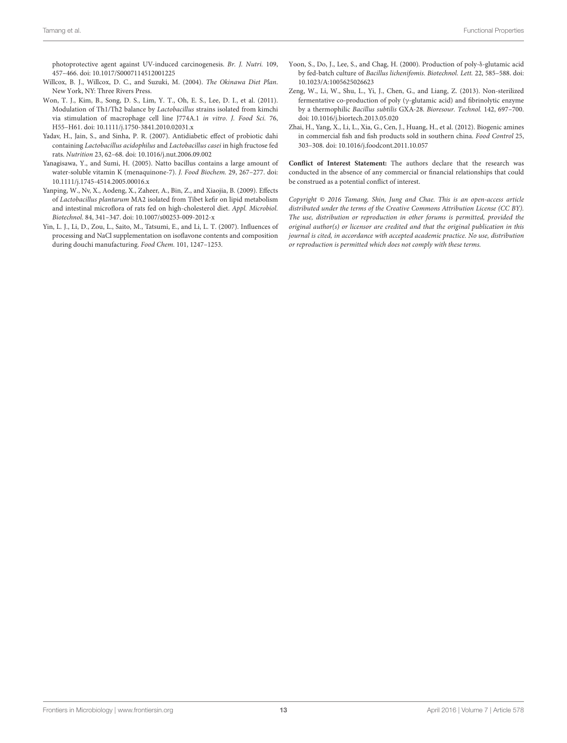photoprotective agent against UV-induced carcinogenesis. *Br. J. Nutri.* 109, 457–466. doi: 10.1017/S0007114512001225

Willcox, B. J., Willcox, D. C., and Suzuki, M. (2004). *The Okinawa Diet Plan*. New York, NY: Three Rivers Press.

Won, T. J., Kim, B., Song, D. S., Lim, Y. T., Oh, E. S., Lee, D. I., et al. (2011). Modulation of Th1/Th2 balance by *Lactobacillus* strains isolated from kimchi via stimulation of macrophage cell line J774A.1 *in vitro*. *J. Food Sci.* 76, H55–H61. doi: 10.1111/j.1750-3841.2010.02031.x

Yadav, H., Jain, S., and Sinha, P. R. (2007). Antidiabetic effect of probiotic dahi containing *Lactobacillus acidophilus* and *Lactobacillus casei* in high fructose fed rats. *Nutrition* 23, 62–68. doi: 10.1016/j.nut.2006.09.002

Yanagisawa, Y., and Sumi, H. (2005). Natto bacillus contains a large amount of water-soluble vitamin K (menaquinone-7). *J. Food Biochem.* 29, 267–277. doi: 10.1111/j.1745-4514.2005.00016.x

Yanping, W., Nv, X., Aodeng, X., Zaheer, A., Bin, Z., and Xiaojia, B. (2009). Effects of *Lactobacillus plantarum* MA2 isolated from Tibet kefir on lipid metabolism and intestinal microflora of rats fed on high-cholesterol diet. *Appl. Microbiol. Biotechnol.* 84, 341–347. doi: 10.1007/s00253-009-2012-x

Yin, L. J., Li, D., Zou, L., Saito, M., Tatsumi, E., and Li, L. T. (2007). Influences of processing and NaCl supplementation on isoflavone contents and composition during douchi manufacturing. *Food Chem.* 101, 1247–1253.

Yoon, S., Do, J., Lee, S., and Chag, H. (2000). Production of poly-δ-glutamic acid by fed-batch culture of *Bacillus lichenifomis*. *Biotechnol. Lett.* 22, 585–588. doi: 10.1023/A:1005625026623

Zeng, W., Li, W., Shu, L., Yi, J., Chen, G., and Liang, Z. (2013). Non-sterilized fermentative co-production of poly (γ-glutamic acid) and fibrinolytic enzyme by a thermophilic *Bacillus subtilis* GXA-28. *Bioresour. Technol.* 142, 697–700. doi: 10.1016/j.biortech.2013.05.020

Zhai, H., Yang, X., Li, L., Xia, G., Cen, J., Huang, H., et al. (2012). Biogenic amines in commercial fish and fish products sold in southern china. *Food Control* 25, 303–308. doi: 10.1016/j.foodcont.2011.10.057

**Conflict of Interest Statement:** The authors declare that the research was conducted in the absence of any commercial or financial relationships that could be construed as a potential conflict of interest.

*Copyright © 2016 Tamang, Shin, Jung and Chae. This is an open-access article distributed under the terms of the Creative Commons Attribution License (CC BY). The use, distribution or reproduction in other forums is permitted, provided the original author(s) or licensor are credited and that the original publication in this journal is cited, in accordance with accepted academic practice. No use, distribution or reproduction is permitted which does not comply with these terms.*